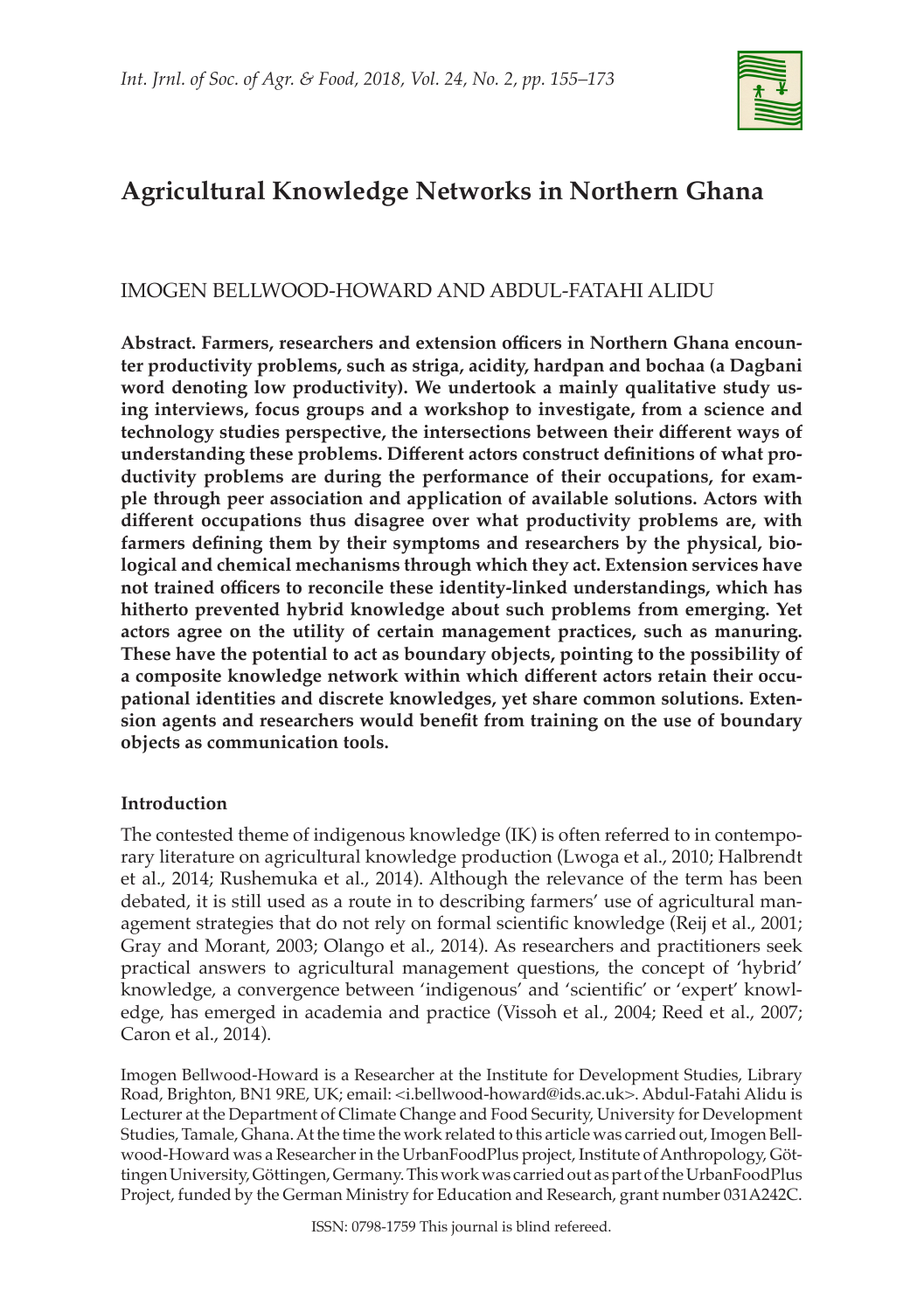# Agricultural Knowledge Networks in Northern Ghana

IMOGEN BELLWOOD-HOWARD AND ABDUL-FATAHI ALIDU

**Abstract. Farmers, researchers and extension officers in Northern Ghana encounter productivity problems, such as striga, acidity, hardpan and bochaa (a Dagbani word denoting low productivity). We undertook a mainly qualitative study using interviews, focus groups and a workshop to investigate, from a science and technology studies perspective, the intersections between their different ways of understanding these problems. Different actors construct definitions of what productivity problems are during the performance of their occupations, for example through peer association and application of available solutions. Actors with different occupations thus disagree over what productivity problems are, with farmers defining them by their symptoms and researchers by the physical, biological and chemical mechanisms through which they act. Extension services have not trained officers to reconcile these identity-linked understandings, which has hitherto prevented hybrid knowledge about such problems from emerging. Yet actors agree on the utility of certain management practices, such as manuring. These have the potential to act as boundary objects, pointing to the possibility of a composite knowledge network within which different actors retain their occupational identities and discrete knowledges, yet share common solutions. Extension agents and researchers would benefit from training on the use of boundary objects as communication tools.**

## Introduction

The contested theme of indigenous knowledge (IK) is often referred to in contemporary literature on agricultural knowledge production (Lwoga et al., 2010; Halbrendt et al., 2014; Rushemuka et al., 2014). Although the relevance of the term has been debated, it is still used as a route in to describing farmers' use of agricultural management strategies that do not rely on formal scientific knowledge (Reij et al., 2001; Gray and Morant, 2003; Olango et al., 2014). As researchers and practitioners seek practical answers to agricultural management questions, the concept of 'hybrid' knowledge, a convergence between 'indigenous' and 'scientific' or 'expert' knowledge, has emerged in academia and practice (Vissoh et al., 2004; Reed et al., 2007; Caron et al., 2014).

Imogen Bellwood-Howard is a Researcher at the Institute for Development Studies, Library Road, Brighton, BN1 9RE, UK; email: <i.bellwood-howard@ids.ac.uk>. Abdul-Fatahi Alidu is Lecturer at the Department of Climate Change and Food Security, University for Development Studies, Tamale, Ghana. At the time the work related to this article was carried out, Imogen Bellwood-Howard was a Researcher in the UrbanFoodPlus project, Institute of Anthropology, Göttingen University, Göttingen, Germany. This work was carried out as part of the UrbanFoodPlus Project, funded by the German Ministry for Education and Research, grant number 031A242C.

ISSN: 0798-1759 This journal is blind refereed.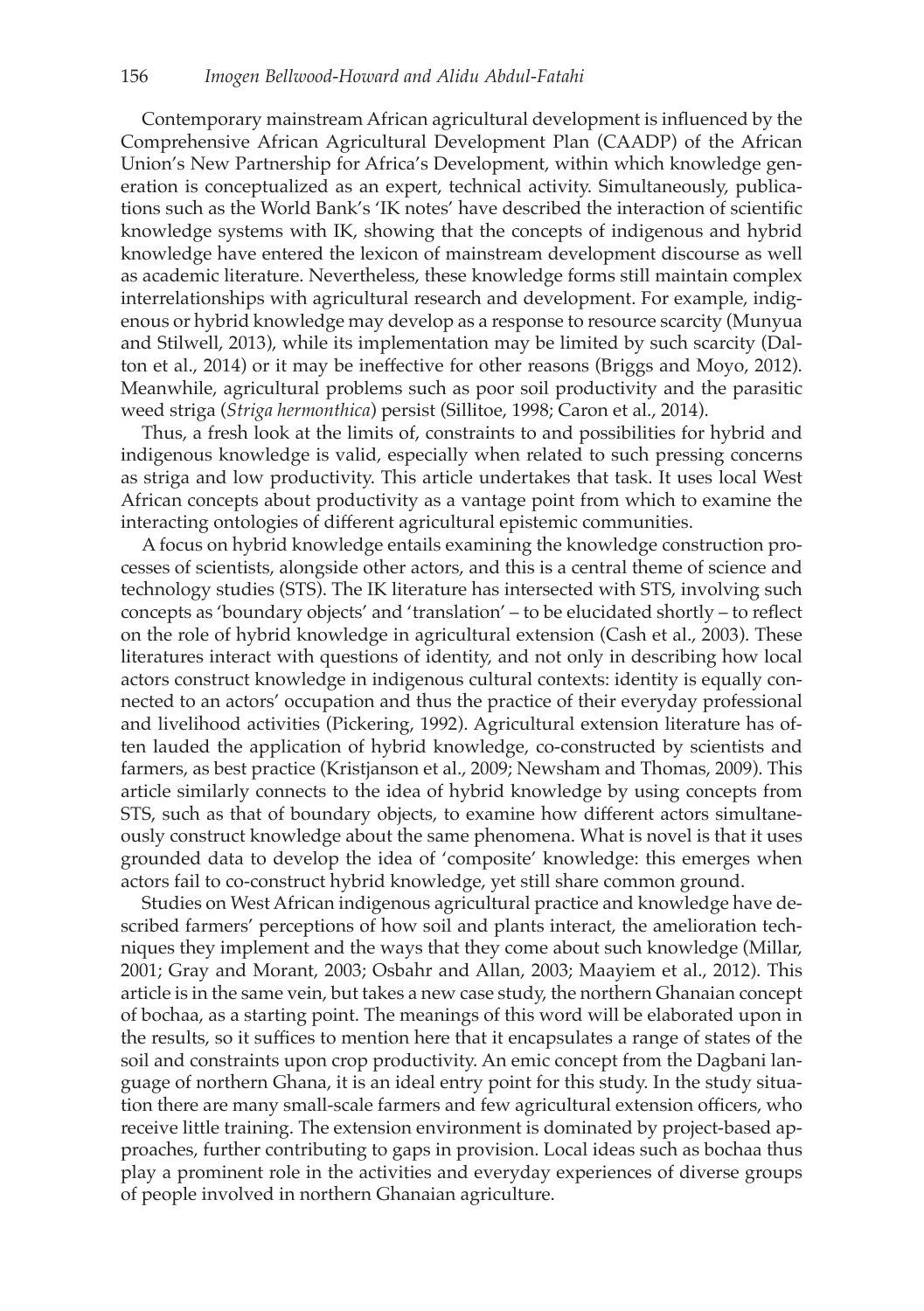Contemporary mainstream African agricultural development is influenced by the Comprehensive African Agricultural Development Plan (CAADP) of the African Union's New Partnership for Africa's Development, within which knowledge generation is conceptualized as an expert, technical activity. Simultaneously, publications such as the World Bank's 'IK notes' have described the interaction of scientific knowledge systems with IK, showing that the concepts of indigenous and hybrid knowledge have entered the lexicon of mainstream development discourse as well as academic literature. Nevertheless, these knowledge forms still maintain complex interrelationships with agricultural research and development. For example, indigenous or hybrid knowledge may develop as a response to resource scarcity (Munyua and Stilwell, 2013), while its implementation may be limited by such scarcity (Dalton et al., 2014) or it may be ineffective for other reasons (Briggs and Moyo, 2012). Meanwhile, agricultural problems such as poor soil productivity and the parasitic weed striga (*Striga hermonthica*) persist (Sillitoe, 1998; Caron et al., 2014).

Thus, a fresh look at the limits of, constraints to and possibilities for hybrid and indigenous knowledge is valid, especially when related to such pressing concerns as striga and low productivity. This article undertakes that task. It uses local West African concepts about productivity as a vantage point from which to examine the interacting ontologies of different agricultural epistemic communities.

A focus on hybrid knowledge entails examining the knowledge construction processes of scientists, alongside other actors, and this is a central theme of science and technology studies (STS). The IK literature has intersected with STS, involving such concepts as 'boundary objects' and 'translation' – to be elucidated shortly – to reflect on the role of hybrid knowledge in agricultural extension (Cash et al., 2003). These literatures interact with questions of identity, and not only in describing how local actors construct knowledge in indigenous cultural contexts: identity is equally connected to an actors' occupation and thus the practice of their everyday professional and livelihood activities (Pickering, 1992). Agricultural extension literature has often lauded the application of hybrid knowledge, co-constructed by scientists and farmers, as best practice (Kristjanson et al., 2009; Newsham and Thomas, 2009). This article similarly connects to the idea of hybrid knowledge by using concepts from STS, such as that of boundary objects, to examine how different actors simultaneously construct knowledge about the same phenomena. What is novel is that it uses grounded data to develop the idea of 'composite' knowledge: this emerges when actors fail to co-construct hybrid knowledge, yet still share common ground.

Studies on West African indigenous agricultural practice and knowledge have described farmers' perceptions of how soil and plants interact, the amelioration techniques they implement and the ways that they come about such knowledge (Millar, 2001; Gray and Morant, 2003; Osbahr and Allan, 2003; Maayiem et al., 2012). This article is in the same vein, but takes a new case study, the northern Ghanaian concept of bochaa, as a starting point. The meanings of this word will be elaborated upon in the results, so it suffices to mention here that it encapsulates a range of states of the soil and constraints upon crop productivity. An emic concept from the Dagbani language of northern Ghana, it is an ideal entry point for this study. In the study situation there are many small-scale farmers and few agricultural extension officers, who receive little training. The extension environment is dominated by project-based approaches, further contributing to gaps in provision. Local ideas such as bochaa thus play a prominent role in the activities and everyday experiences of diverse groups of people involved in northern Ghanaian agriculture.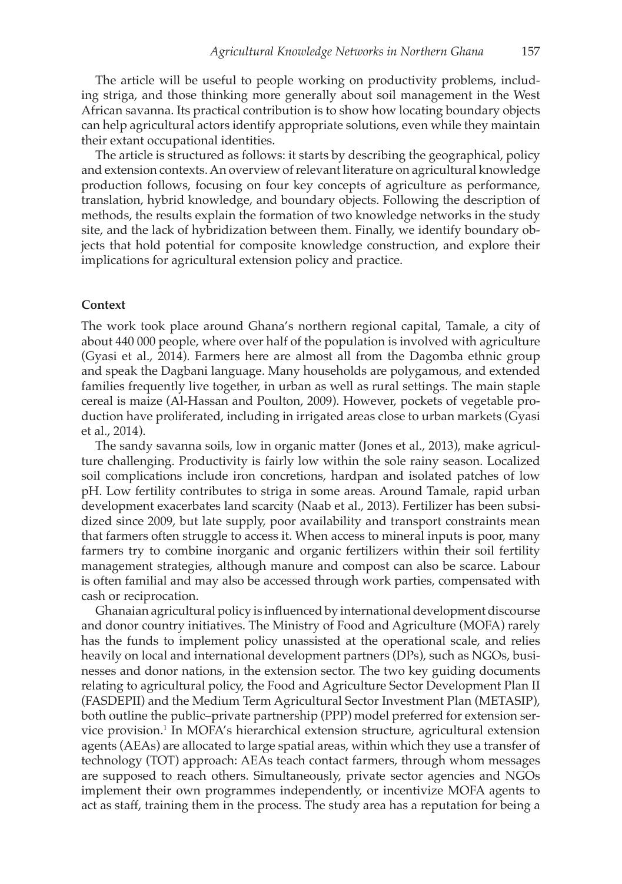The article will be useful to people working on productivity problems, including striga, and those thinking more generally about soil management in the West African savanna. Its practical contribution is to show how locating boundary objects can help agricultural actors identify appropriate solutions, even while they maintain their extant occupational identities.

The article is structured as follows: it starts by describing the geographical, policy and extension contexts. An overview of relevant literature on agricultural knowledge production follows, focusing on four key concepts of agriculture as performance, translation, hybrid knowledge, and boundary objects. Following the description of methods, the results explain the formation of two knowledge networks in the study site, and the lack of hybridization between them. Finally, we identify boundary objects that hold potential for composite knowledge construction, and explore their implications for agricultural extension policy and practice.

## Context

The work took place around Ghana's northern regional capital, Tamale, a city of about 440 000 people, where over half of the population is involved with agriculture (Gyasi et al., 2014). Farmers here are almost all from the Dagomba ethnic group and speak the Dagbani language. Many households are polygamous, and extended families frequently live together, in urban as well as rural settings. The main staple cereal is maize (Al-Hassan and Poulton, 2009). However, pockets of vegetable production have proliferated, including in irrigated areas close to urban markets (Gyasi et al., 2014).

The sandy savanna soils, low in organic matter (Jones et al., 2013), make agriculture challenging. Productivity is fairly low within the sole rainy season. Localized soil complications include iron concretions, hardpan and isolated patches of low pH. Low fertility contributes to striga in some areas. Around Tamale, rapid urban development exacerbates land scarcity (Naab et al., 2013). Fertilizer has been subsidized since 2009, but late supply, poor availability and transport constraints mean that farmers often struggle to access it. When access to mineral inputs is poor, many farmers try to combine inorganic and organic fertilizers within their soil fertility management strategies, although manure and compost can also be scarce. Labour is often familial and may also be accessed through work parties, compensated with cash or reciprocation.

Ghanaian agricultural policy is influenced by international development discourse and donor country initiatives. The Ministry of Food and Agriculture (MOFA) rarely has the funds to implement policy unassisted at the operational scale, and relies heavily on local and international development partners (DPs), such as NGOs, businesses and donor nations, in the extension sector. The two key guiding documents relating to agricultural policy, the Food and Agriculture Sector Development Plan II (FASDEPII) and the Medium Term Agricultural Sector Investment Plan (METASIP), both outline the public–private partnership (PPP) model preferred for extension service provision.[1] In MOFA's hierarchical extension structure, agricultural extension agents (AEAs) are allocated to large spatial areas, within which they use a transfer of technology (TOT) approach: AEAs teach contact farmers, through whom messages are supposed to reach others. Simultaneously, private sector agencies and NGOs implement their own programmes independently, or incentivize MOFA agents to act as staff, training them in the process. The study area has a reputation for being a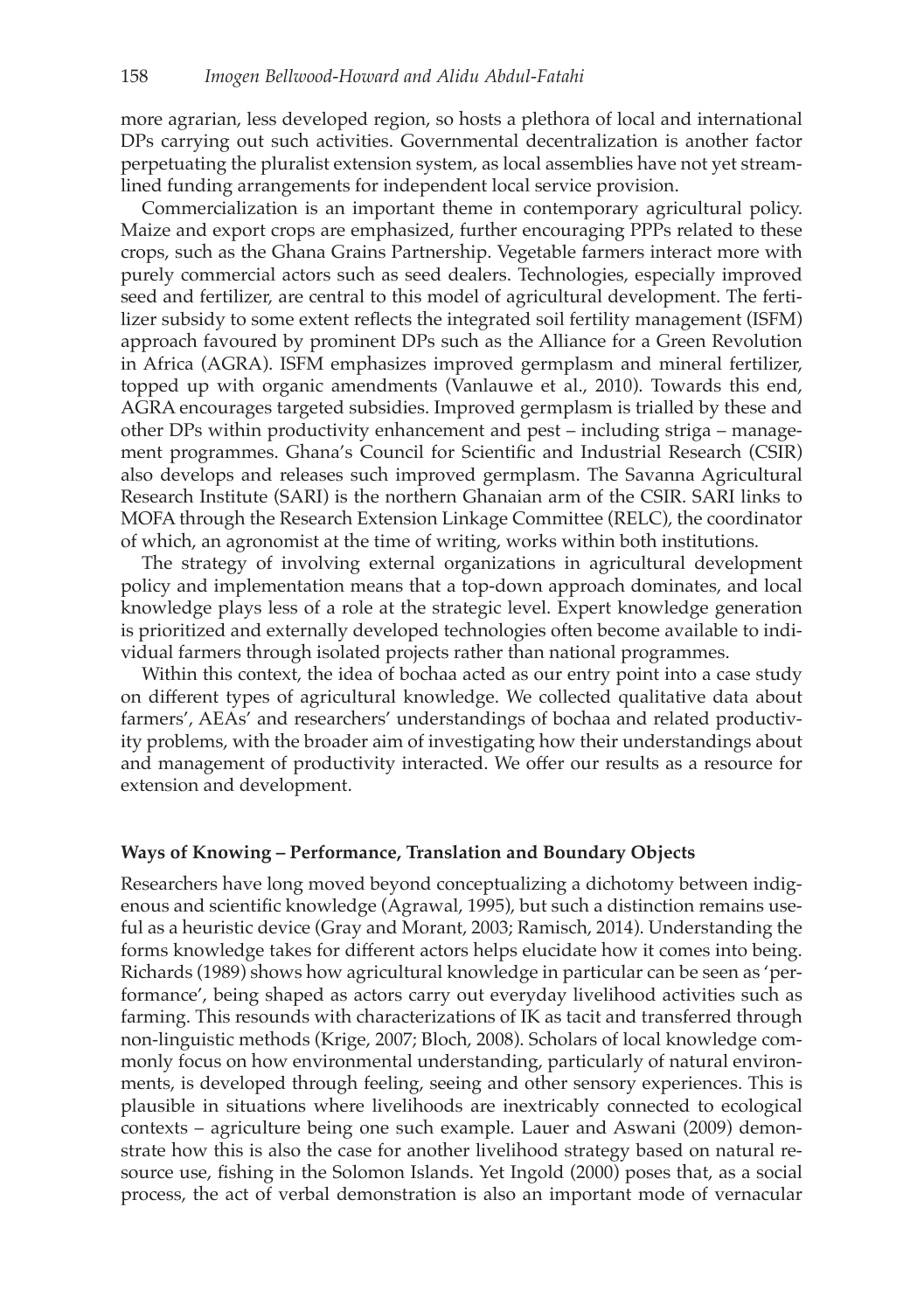more agrarian, less developed region, so hosts a plethora of local and international DPs carrying out such activities. Governmental decentralization is another factor perpetuating the pluralist extension system, as local assemblies have not yet streamlined funding arrangements for independent local service provision.

Commercialization is an important theme in contemporary agricultural policy. Maize and export crops are emphasized, further encouraging PPPs related to these crops, such as the Ghana Grains Partnership. Vegetable farmers interact more with purely commercial actors such as seed dealers. Technologies, especially improved seed and fertilizer, are central to this model of agricultural development. The fertilizer subsidy to some extent reflects the integrated soil fertility management (ISFM) approach favoured by prominent DPs such as the Alliance for a Green Revolution in Africa (AGRA). ISFM emphasizes improved germplasm and mineral fertilizer, topped up with organic amendments (Vanlauwe et al., 2010). Towards this end, AGRA encourages targeted subsidies. Improved germplasm is trialled by these and other DPs within productivity enhancement and pest – including striga – management programmes. Ghana's Council for Scientific and Industrial Research (CSIR) also develops and releases such improved germplasm. The Savanna Agricultural Research Institute (SARI) is the northern Ghanaian arm of the CSIR. SARI links to MOFA through the Research Extension Linkage Committee (RELC), the coordinator of which, an agronomist at the time of writing, works within both institutions.

The strategy of involving external organizations in agricultural development policy and implementation means that a top-down approach dominates, and local knowledge plays less of a role at the strategic level. Expert knowledge generation is prioritized and externally developed technologies often become available to individual farmers through isolated projects rather than national programmes.

Within this context, the idea of bochaa acted as our entry point into a case study on different types of agricultural knowledge. We collected qualitative data about farmers', AEAs' and researchers' understandings of bochaa and related productivity problems, with the broader aim of investigating how their understandings about and management of productivity interacted. We offer our results as a resource for extension and development.

### Ways of Knowing – Performance, Translation and Boundary Objects

Researchers have long moved beyond conceptualizing a dichotomy between indigenous and scientific knowledge (Agrawal, 1995), but such a distinction remains useful as a heuristic device (Gray and Morant, 2003; Ramisch, 2014). Understanding the forms knowledge takes for different actors helps elucidate how it comes into being. Richards (1989) shows how agricultural knowledge in particular can be seen as 'performance', being shaped as actors carry out everyday livelihood activities such as farming. This resounds with characterizations of IK as tacit and transferred through non-linguistic methods (Krige, 2007; Bloch, 2008). Scholars of local knowledge commonly focus on how environmental understanding, particularly of natural environments, is developed through feeling, seeing and other sensory experiences. This is plausible in situations where livelihoods are inextricably connected to ecological contexts – agriculture being one such example. Lauer and Aswani (2009) demonstrate how this is also the case for another livelihood strategy based on natural resource use, fishing in the Solomon Islands. Yet Ingold (2000) poses that, as a social process, the act of verbal demonstration is also an important mode of vernacular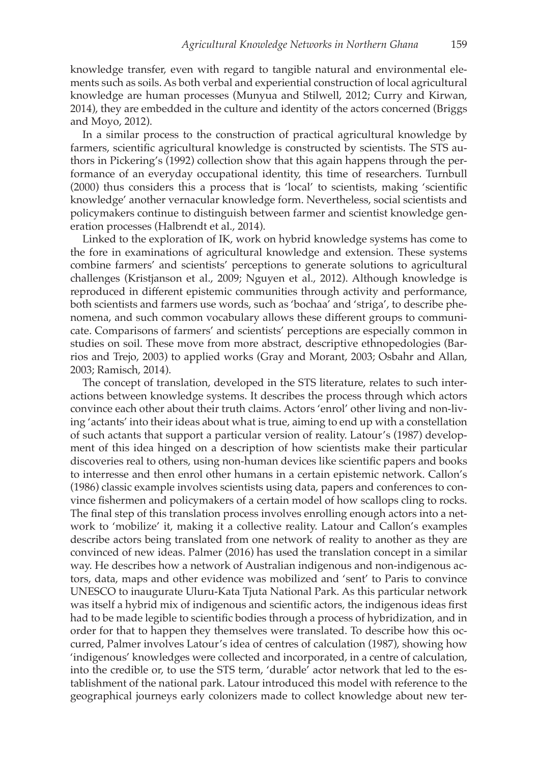knowledge transfer, even with regard to tangible natural and environmental elements such as soils. As both verbal and experiential construction of local agricultural knowledge are human processes (Munyua and Stilwell, 2012; Curry and Kirwan, 2014), they are embedded in the culture and identity of the actors concerned (Briggs and Moyo, 2012).

In a similar process to the construction of practical agricultural knowledge by farmers, scientific agricultural knowledge is constructed by scientists. The STS authors in Pickering's (1992) collection show that this again happens through the performance of an everyday occupational identity, this time of researchers. Turnbull (2000) thus considers this a process that is 'local' to scientists, making 'scientific knowledge' another vernacular knowledge form. Nevertheless, social scientists and policymakers continue to distinguish between farmer and scientist knowledge generation processes (Halbrendt et al., 2014).

Linked to the exploration of IK, work on hybrid knowledge systems has come to the fore in examinations of agricultural knowledge and extension. These systems combine farmers' and scientists' perceptions to generate solutions to agricultural challenges (Kristjanson et al., 2009; Nguyen et al., 2012). Although knowledge is reproduced in different epistemic communities through activity and performance, both scientists and farmers use words, such as 'bochaa' and 'striga', to describe phenomena, and such common vocabulary allows these different groups to communicate. Comparisons of farmers' and scientists' perceptions are especially common in studies on soil. These move from more abstract, descriptive ethnopedologies (Barrios and Trejo, 2003) to applied works (Gray and Morant, 2003; Osbahr and Allan, 2003; Ramisch, 2014).

The concept of translation, developed in the STS literature, relates to such interactions between knowledge systems. It describes the process through which actors convince each other about their truth claims. Actors 'enrol' other living and non-living 'actants' into their ideas about what is true, aiming to end up with a constellation of such actants that support a particular version of reality. Latour's (1987) development of this idea hinged on a description of how scientists make their particular discoveries real to others, using non-human devices like scientific papers and books to interresse and then enrol other humans in a certain epistemic network. Callon's (1986) classic example involves scientists using data, papers and conferences to convince fishermen and policymakers of a certain model of how scallops cling to rocks. The final step of this translation process involves enrolling enough actors into a network to 'mobilize' it, making it a collective reality. Latour and Callon's examples describe actors being translated from one network of reality to another as they are convinced of new ideas. Palmer (2016) has used the translation concept in a similar way. He describes how a network of Australian indigenous and non-indigenous actors, data, maps and other evidence was mobilized and 'sent' to Paris to convince UNESCO to inaugurate Uluru-Kata Tjuta National Park. As this particular network was itself a hybrid mix of indigenous and scientific actors, the indigenous ideas first had to be made legible to scientific bodies through a process of hybridization, and in order for that to happen they themselves were translated. To describe how this occurred, Palmer involves Latour's idea of centres of calculation (1987), showing how 'indigenous' knowledges were collected and incorporated, in a centre of calculation, into the credible or, to use the STS term, 'durable' actor network that led to the establishment of the national park. Latour introduced this model with reference to the geographical journeys early colonizers made to collect knowledge about new ter-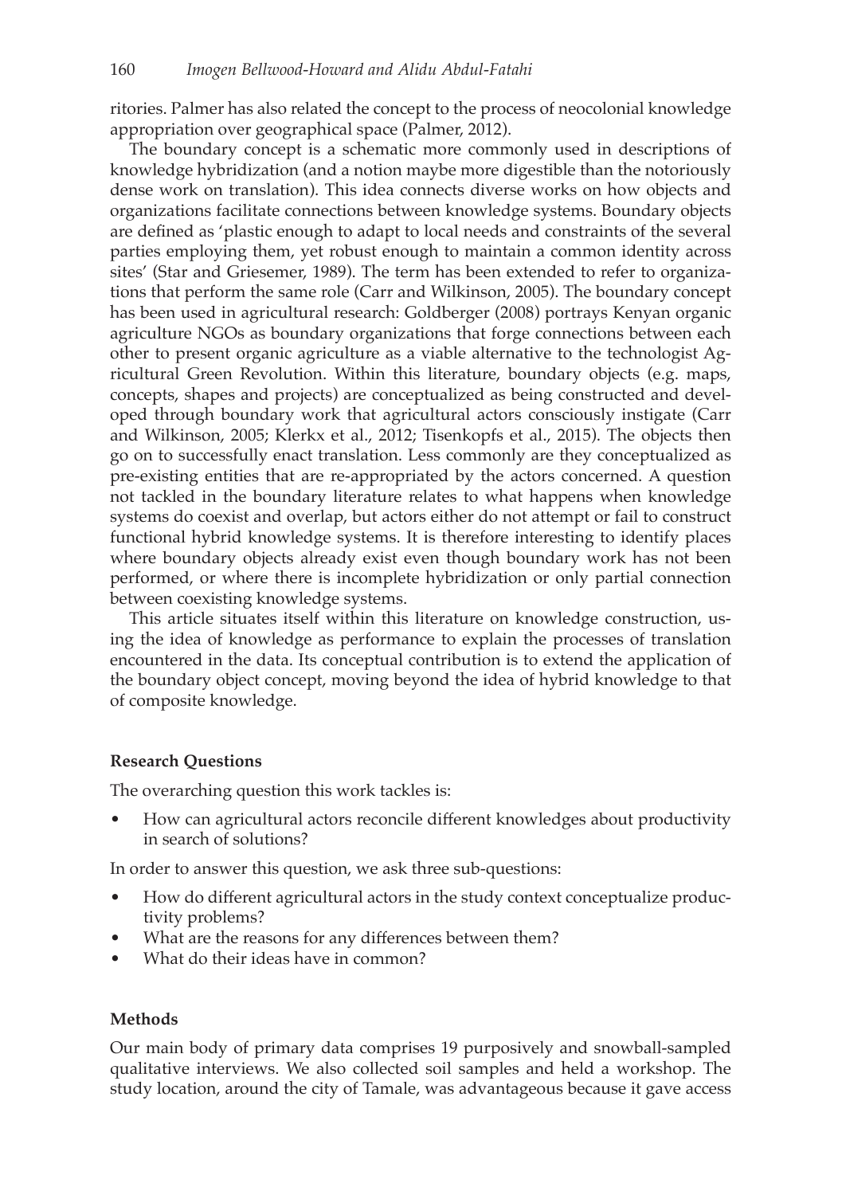ritories. Palmer has also related the concept to the process of neocolonial knowledge appropriation over geographical space (Palmer, 2012).

The boundary concept is a schematic more commonly used in descriptions of knowledge hybridization (and a notion maybe more digestible than the notoriously dense work on translation). This idea connects diverse works on how objects and organizations facilitate connections between knowledge systems. Boundary objects are defined as 'plastic enough to adapt to local needs and constraints of the several parties employing them, yet robust enough to maintain a common identity across sites' (Star and Griesemer, 1989). The term has been extended to refer to organizations that perform the same role (Carr and Wilkinson, 2005). The boundary concept has been used in agricultural research: Goldberger (2008) portrays Kenyan organic agriculture NGOs as boundary organizations that forge connections between each other to present organic agriculture as a viable alternative to the technologist Agricultural Green Revolution. Within this literature, boundary objects (e.g. maps, concepts, shapes and projects) are conceptualized as being constructed and developed through boundary work that agricultural actors consciously instigate (Carr and Wilkinson, 2005; Klerkx et al., 2012; Tisenkopfs et al., 2015). The objects then go on to successfully enact translation. Less commonly are they conceptualized as pre-existing entities that are re-appropriated by the actors concerned. A question not tackled in the boundary literature relates to what happens when knowledge systems do coexist and overlap, but actors either do not attempt or fail to construct functional hybrid knowledge systems. It is therefore interesting to identify places where boundary objects already exist even though boundary work has not been performed, or where there is incomplete hybridization or only partial connection between coexisting knowledge systems.

This article situates itself within this literature on knowledge construction, using the idea of knowledge as performance to explain the processes of translation encountered in the data. Its conceptual contribution is to extend the application of the boundary object concept, moving beyond the idea of hybrid knowledge to that of composite knowledge.

### Research Questions

The overarching question this work tackles is:

- How can agricultural actors reconcile different knowledges about productivity in search of solutions?

In order to answer this question, we ask three sub-questions:

- How do different agricultural actors in the study context conceptualize productivity problems?
- What are the reasons for any differences between them?
- What do their ideas have in common?

### Methods

Our main body of primary data comprises 19 purposively and snowball-sampled qualitative interviews. We also collected soil samples and held a workshop. The study location, around the city of Tamale, was advantageous because it gave access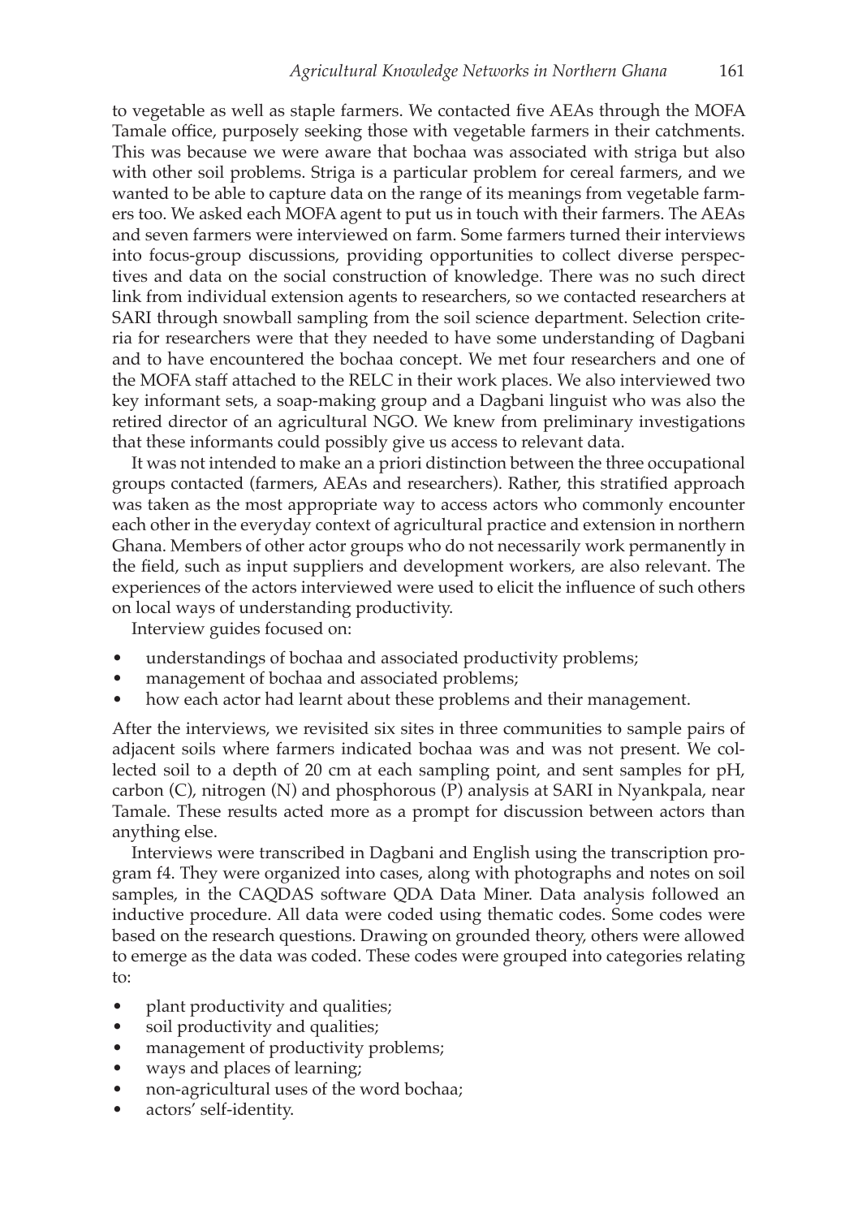to vegetable as well as staple farmers. We contacted five AEAs through the MOFA Tamale office, purposely seeking those with vegetable farmers in their catchments. This was because we were aware that bochaa was associated with striga but also with other soil problems. Striga is a particular problem for cereal farmers, and we wanted to be able to capture data on the range of its meanings from vegetable farmers too. We asked each MOFA agent to put us in touch with their farmers. The AEAs and seven farmers were interviewed on farm. Some farmers turned their interviews into focus-group discussions, providing opportunities to collect diverse perspectives and data on the social construction of knowledge. There was no such direct link from individual extension agents to researchers, so we contacted researchers at SARI through snowball sampling from the soil science department. Selection criteria for researchers were that they needed to have some understanding of Dagbani and to have encountered the bochaa concept. We met four researchers and one of the MOFA staff attached to the RELC in their work places. We also interviewed two key informant sets, a soap-making group and a Dagbani linguist who was also the retired director of an agricultural NGO. We knew from preliminary investigations that these informants could possibly give us access to relevant data.

It was not intended to make an a priori distinction between the three occupational groups contacted (farmers, AEAs and researchers). Rather, this stratified approach was taken as the most appropriate way to access actors who commonly encounter each other in the everyday context of agricultural practice and extension in northern Ghana. Members of other actor groups who do not necessarily work permanently in the field, such as input suppliers and development workers, are also relevant. The experiences of the actors interviewed were used to elicit the influence of such others on local ways of understanding productivity.

Interview guides focused on:

- understandings of bochaa and associated productivity problems;
- management of bochaa and associated problems;
- how each actor had learnt about these problems and their management.

After the interviews, we revisited six sites in three communities to sample pairs of adjacent soils where farmers indicated bochaa was and was not present. We collected soil to a depth of 20 cm at each sampling point, and sent samples for pH, carbon (C), nitrogen (N) and phosphorous (P) analysis at SARI in Nyankpala, near Tamale. These results acted more as a prompt for discussion between actors than anything else.

Interviews were transcribed in Dagbani and English using the transcription program f4. They were organized into cases, along with photographs and notes on soil samples, in the CAQDAS software QDA Data Miner. Data analysis followed an inductive procedure. All data were coded using thematic codes. Some codes were based on the research questions. Drawing on grounded theory, others were allowed to emerge as the data was coded. These codes were grouped into categories relating to:

- plant productivity and qualities;
- soil productivity and qualities;
- management of productivity problems;
- ways and places of learning;
- non-agricultural uses of the word bochaa;
- actors' self-identity.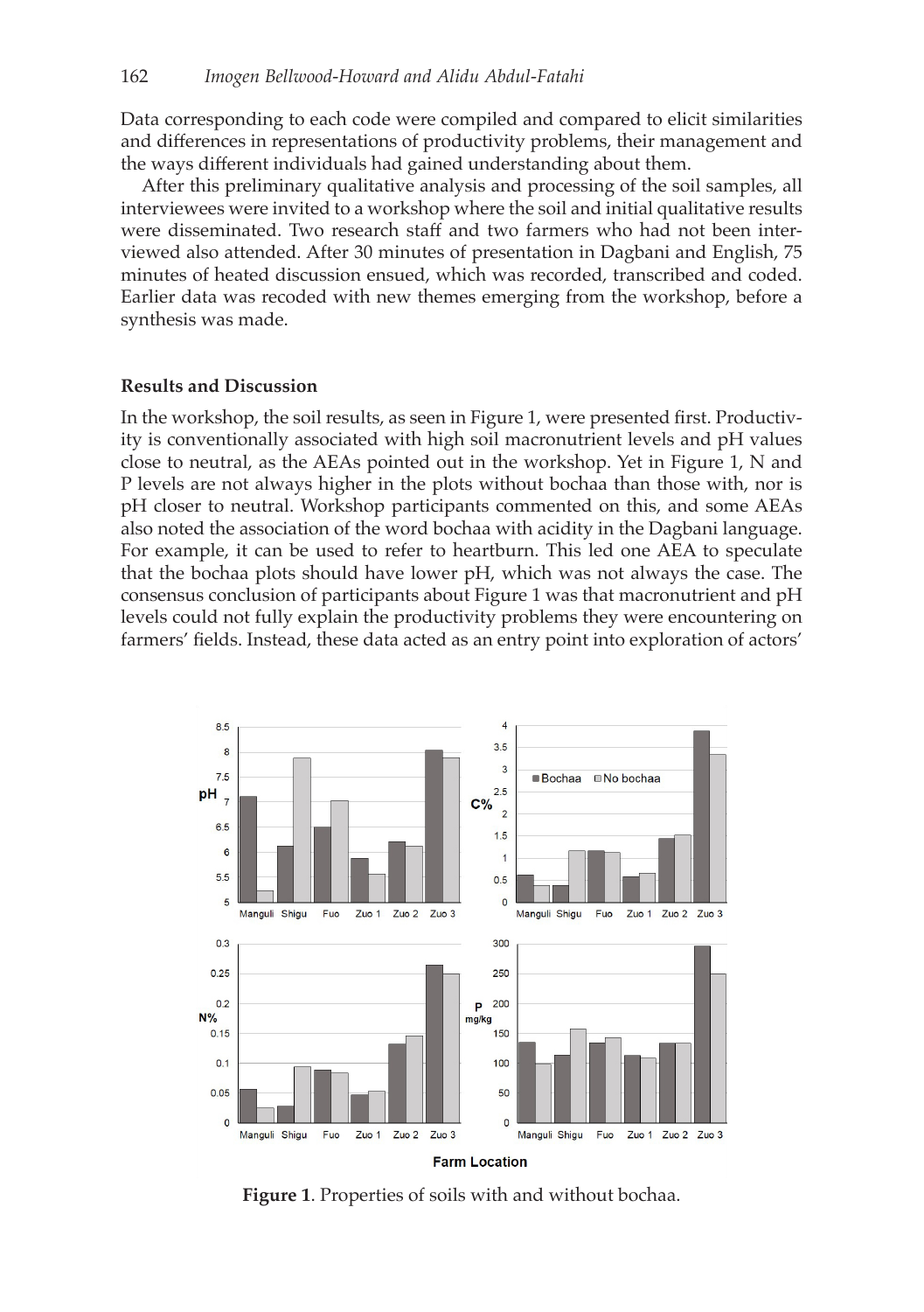Data corresponding to each code were compiled and compared to elicit similarities and differences in representations of productivity problems, their management and the ways different individuals had gained understanding about them.

After this preliminary qualitative analysis and processing of the soil samples, all interviewees were invited to a workshop where the soil and initial qualitative results were disseminated. Two research staff and two farmers who had not been interviewed also attended. After 30 minutes of presentation in Dagbani and English, 75 minutes of heated discussion ensued, which was recorded, transcribed and coded. Earlier data was recoded with new themes emerging from the workshop, before a synthesis was made.

## Results and Discussion

In the workshop, the soil results, as seen in Figure 1, were presented first. Productivity is conventionally associated with high soil macronutrient levels and pH values close to neutral, as the AEAs pointed out in the workshop. Yet in Figure 1, N and P levels are not always higher in the plots without bochaa than those with, nor is pH closer to neutral. Workshop participants commented on this, and some AEAs also noted the association of the word bochaa with acidity in the Dagbani language. For example, it can be used to refer to heartburn. This led one AEA to speculate that the bochaa plots should have lower pH, which was not always the case. The consensus conclusion of participants about Figure 1 was that macronutrient and pH levels could not fully explain the productivity problems they were encountering on farmers' fields. Instead, these data acted as an entry point into exploration of actors'

**Figure 1**. Properties of soils with and without bochaa.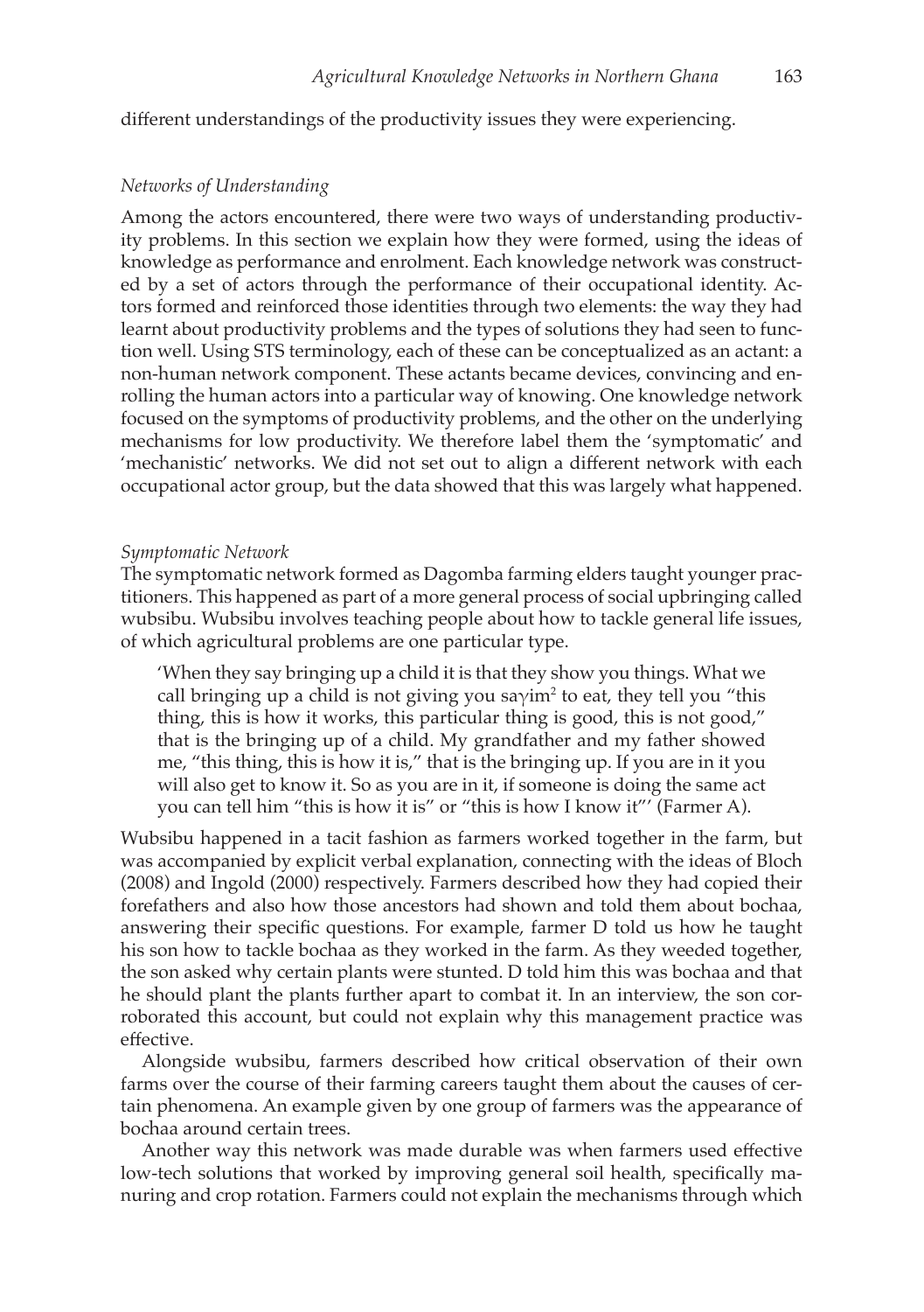different understandings of the productivity issues they were experiencing.

### *Networks of Understanding*

Among the actors encountered, there were two ways of understanding productivity problems. In this section we explain how they were formed, using the ideas of knowledge as performance and enrolment. Each knowledge network was constructed by a set of actors through the performance of their occupational identity. Actors formed and reinforced those identities through two elements: the way they had learnt about productivity problems and the types of solutions they had seen to function well. Using STS terminology, each of these can be conceptualized as an actant: a non-human network component. These actants became devices, convincing and enrolling the human actors into a particular way of knowing. One knowledge network focused on the symptoms of productivity problems, and the other on the underlying mechanisms for low productivity. We therefore label them the 'symptomatic' and 'mechanistic' networks. We did not set out to align a different network with each occupational actor group, but the data showed that this was largely what happened.

### *Symptomatic Network*

The symptomatic network formed as Dagomba farming elders taught younger practitioners. This happened as part of a more general process of social upbringing called wubsibu. Wubsibu involves teaching people about how to tackle general life issues, of which agricultural problems are one particular type.

> 'When they say bringing up a child it is that they show you things. What we call bringing up a child is not giving you saγim[2] to eat, they tell you "this thing, this is how it works, this particular thing is good, this is not good," that is the bringing up of a child. My grandfather and my father showed me, "this thing, this is how it is," that is the bringing up. If you are in it you will also get to know it. So as you are in it, if someone is doing the same act you can tell him "this is how it is" or "this is how I know it"' (Farmer A).

Wubsibu happened in a tacit fashion as farmers worked together in the farm, but was accompanied by explicit verbal explanation, connecting with the ideas of Bloch (2008) and Ingold (2000) respectively. Farmers described how they had copied their forefathers and also how those ancestors had shown and told them about bochaa, answering their specific questions. For example, farmer D told us how he taught his son how to tackle bochaa as they worked in the farm. As they weeded together, the son asked why certain plants were stunted. D told him this was bochaa and that he should plant the plants further apart to combat it. In an interview, the son corroborated this account, but could not explain why this management practice was effective.

Alongside wubsibu, farmers described how critical observation of their own farms over the course of their farming careers taught them about the causes of certain phenomena. An example given by one group of farmers was the appearance of bochaa around certain trees.

Another way this network was made durable was when farmers used effective low-tech solutions that worked by improving general soil health, specifically manuring and crop rotation. Farmers could not explain the mechanisms through which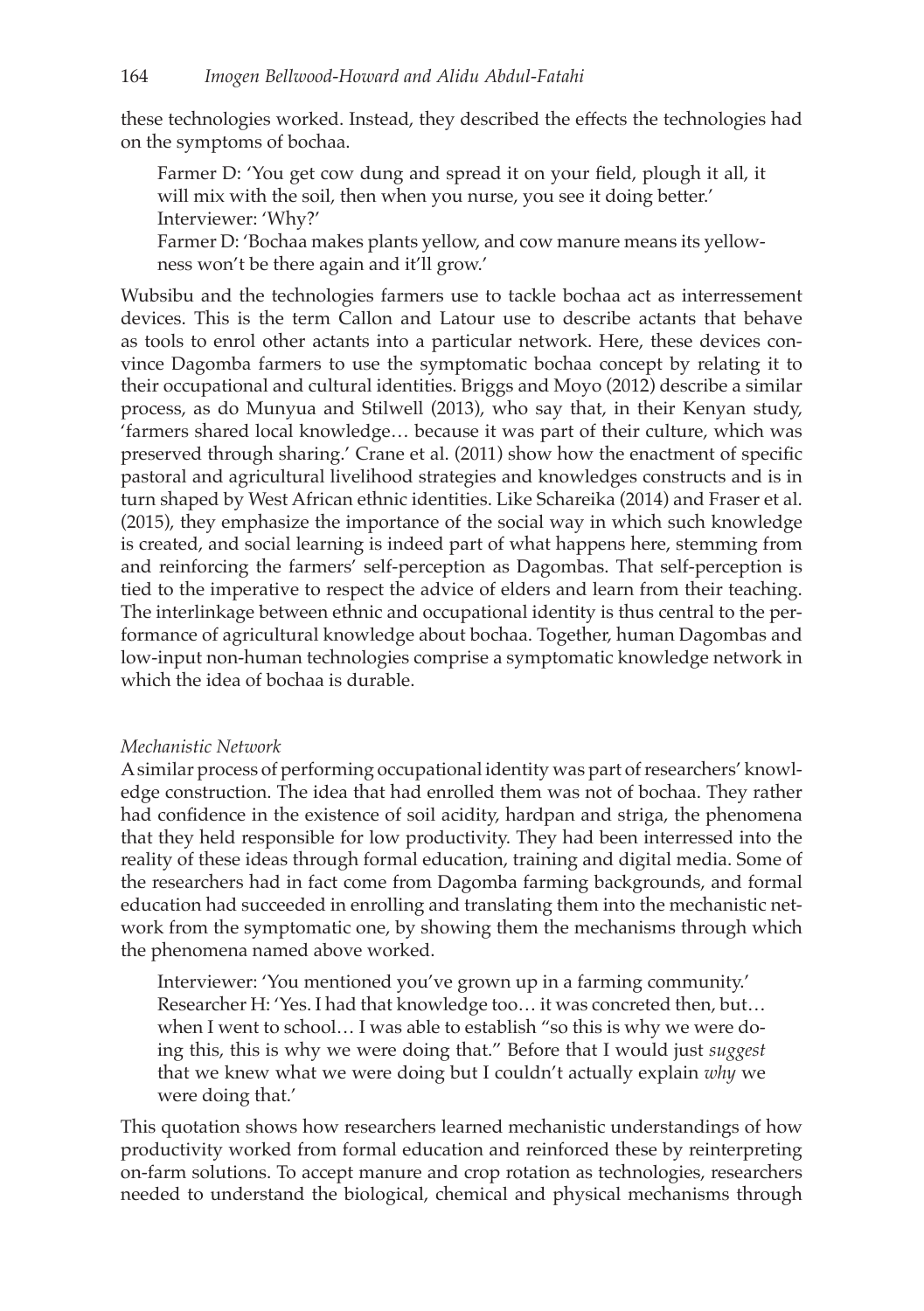these technologies worked. Instead, they described the effects the technologies had on the symptoms of bochaa.

> Farmer D: 'You get cow dung and spread it on your field, plough it all, it will mix with the soil, then when you nurse, you see it doing better.'
> Interviewer: 'Why?'
> Farmer D: 'Bochaa makes plants yellow, and cow manure means its yellowness won't be there again and it'll grow.'

Wubsibu and the technologies farmers use to tackle bochaa act as interressement devices. This is the term Callon and Latour use to describe actants that behave as tools to enrol other actants into a particular network. Here, these devices convince Dagomba farmers to use the symptomatic bochaa concept by relating it to their occupational and cultural identities. Briggs and Moyo (2012) describe a similar process, as do Munyua and Stilwell (2013), who say that, in their Kenyan study, 'farmers shared local knowledge… because it was part of their culture, which was preserved through sharing.' Crane et al. (2011) show how the enactment of specific pastoral and agricultural livelihood strategies and knowledges constructs and is in turn shaped by West African ethnic identities. Like Schareika (2014) and Fraser et al. (2015), they emphasize the importance of the social way in which such knowledge is created, and social learning is indeed part of what happens here, stemming from and reinforcing the farmers' self-perception as Dagombas. That self-perception is tied to the imperative to respect the advice of elders and learn from their teaching. The interlinkage between ethnic and occupational identity is thus central to the performance of agricultural knowledge about bochaa. Together, human Dagombas and low-input non-human technologies comprise a symptomatic knowledge network in which the idea of bochaa is durable.

*Mechanistic Network*

A similar process of performing occupational identity was part of researchers' knowledge construction. The idea that had enrolled them was not of bochaa. They rather had confidence in the existence of soil acidity, hardpan and striga, the phenomena that they held responsible for low productivity. They had been interressed into the reality of these ideas through formal education, training and digital media. Some of the researchers had in fact come from Dagomba farming backgrounds, and formal education had succeeded in enrolling and translating them into the mechanistic network from the symptomatic one, by showing them the mechanisms through which the phenomena named above worked.

> Interviewer: 'You mentioned you've grown up in a farming community.'
> Researcher H: 'Yes. I had that knowledge too… it was concreted then, but… when I went to school… I was able to establish "so this is why we were doing this, this is why we were doing that." Before that I would just *suggest* that we knew what we were doing but I couldn't actually explain *why* we were doing that.'

This quotation shows how researchers learned mechanistic understandings of how productivity worked from formal education and reinforced these by reinterpreting on-farm solutions. To accept manure and crop rotation as technologies, researchers needed to understand the biological, chemical and physical mechanisms through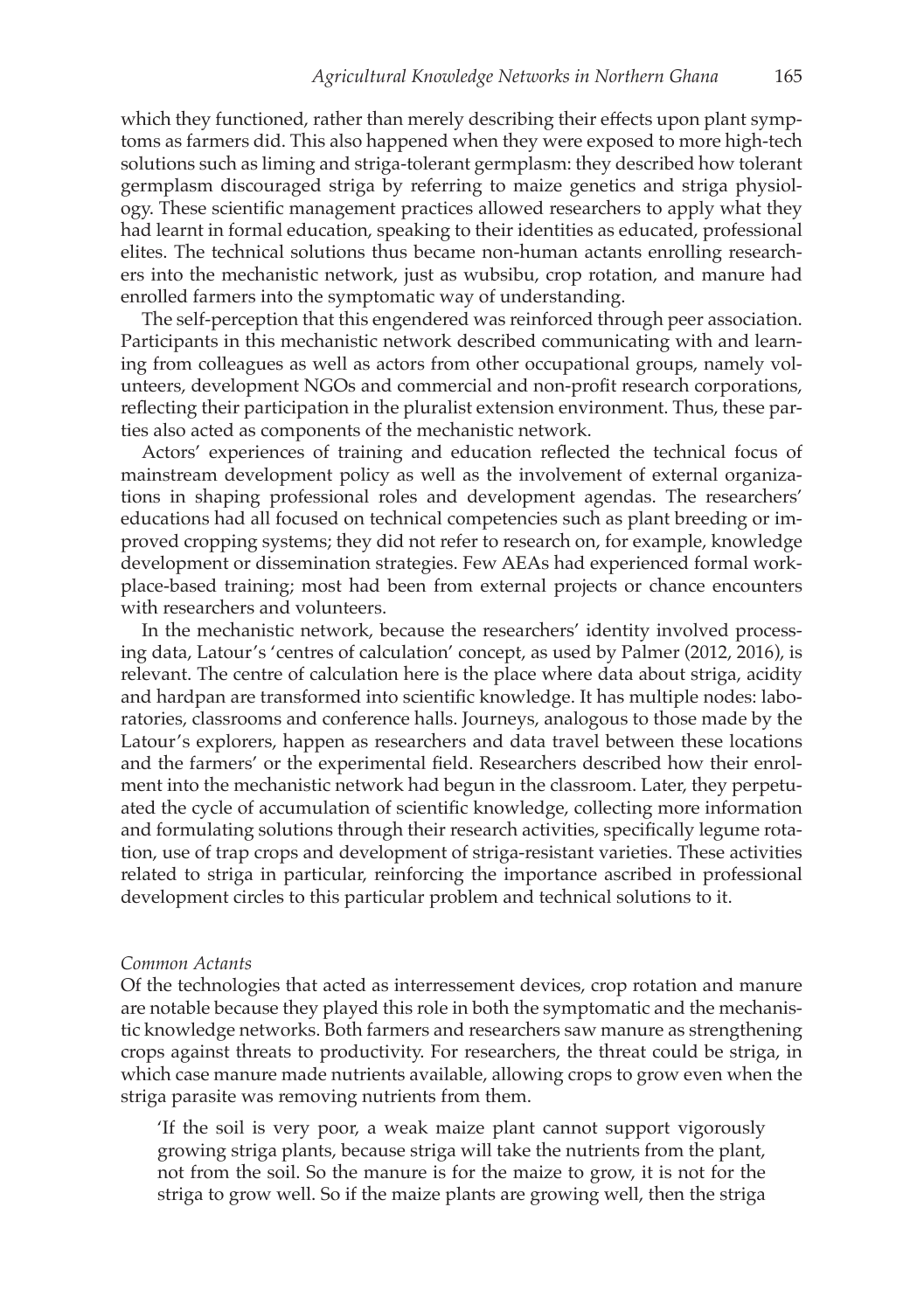which they functioned, rather than merely describing their effects upon plant symptoms as farmers did. This also happened when they were exposed to more high-tech solutions such as liming and striga-tolerant germplasm: they described how tolerant germplasm discouraged striga by referring to maize genetics and striga physiology. These scientific management practices allowed researchers to apply what they had learnt in formal education, speaking to their identities as educated, professional elites. The technical solutions thus became non-human actants enrolling researchers into the mechanistic network, just as wubsibu, crop rotation, and manure had enrolled farmers into the symptomatic way of understanding.

The self-perception that this engendered was reinforced through peer association. Participants in this mechanistic network described communicating with and learning from colleagues as well as actors from other occupational groups, namely volunteers, development NGOs and commercial and non-profit research corporations, reflecting their participation in the pluralist extension environment. Thus, these parties also acted as components of the mechanistic network.

Actors' experiences of training and education reflected the technical focus of mainstream development policy as well as the involvement of external organizations in shaping professional roles and development agendas. The researchers' educations had all focused on technical competencies such as plant breeding or improved cropping systems; they did not refer to research on, for example, knowledge development or dissemination strategies. Few AEAs had experienced formal workplace-based training; most had been from external projects or chance encounters with researchers and volunteers.

In the mechanistic network, because the researchers' identity involved processing data, Latour's 'centres of calculation' concept, as used by Palmer (2012, 2016), is relevant. The centre of calculation here is the place where data about striga, acidity and hardpan are transformed into scientific knowledge. It has multiple nodes: laboratories, classrooms and conference halls. Journeys, analogous to those made by the Latour's explorers, happen as researchers and data travel between these locations and the farmers' or the experimental field. Researchers described how their enrolment into the mechanistic network had begun in the classroom. Later, they perpetuated the cycle of accumulation of scientific knowledge, collecting more information and formulating solutions through their research activities, specifically legume rotation, use of trap crops and development of striga-resistant varieties. These activities related to striga in particular, reinforcing the importance ascribed in professional development circles to this particular problem and technical solutions to it.

*Common Actants*

Of the technologies that acted as interressement devices, crop rotation and manure are notable because they played this role in both the symptomatic and the mechanistic knowledge networks. Both farmers and researchers saw manure as strengthening crops against threats to productivity. For researchers, the threat could be striga, in which case manure made nutrients available, allowing crops to grow even when the striga parasite was removing nutrients from them.

> 'If the soil is very poor, a weak maize plant cannot support vigorously growing striga plants, because striga will take the nutrients from the plant, not from the soil. So the manure is for the maize to grow, it is not for the striga to grow well. So if the maize plants are growing well, then the striga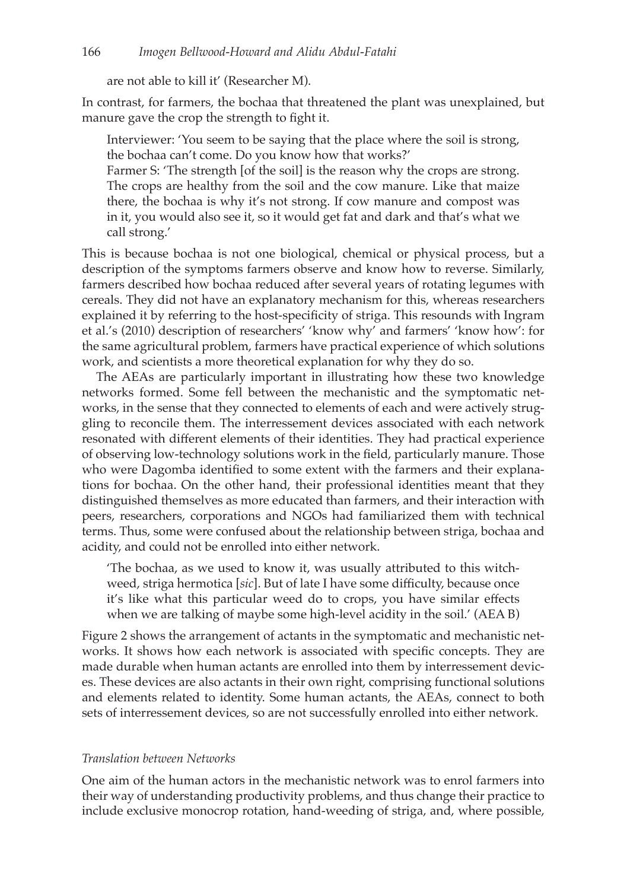are not able to kill it' (Researcher M).

In contrast, for farmers, the bochaa that threatened the plant was unexplained, but manure gave the crop the strength to fight it.

> Interviewer: 'You seem to be saying that the place where the soil is strong, the bochaa can't come. Do you know how that works?'
> Farmer S: 'The strength [of the soil] is the reason why the crops are strong. The crops are healthy from the soil and the cow manure. Like that maize there, the bochaa is why it's not strong. If cow manure and compost was in it, you would also see it, so it would get fat and dark and that's what we call strong.'

This is because bochaa is not one biological, chemical or physical process, but a description of the symptoms farmers observe and know how to reverse. Similarly, farmers described how bochaa reduced after several years of rotating legumes with cereals. They did not have an explanatory mechanism for this, whereas researchers explained it by referring to the host-specificity of striga. This resounds with Ingram et al.'s (2010) description of researchers' 'know why' and farmers' 'know how': for the same agricultural problem, farmers have practical experience of which solutions work, and scientists a more theoretical explanation for why they do so.

The AEAs are particularly important in illustrating how these two knowledge networks formed. Some fell between the mechanistic and the symptomatic networks, in the sense that they connected to elements of each and were actively struggling to reconcile them. The interressement devices associated with each network resonated with different elements of their identities. They had practical experience of observing low-technology solutions work in the field, particularly manure. Those who were Dagomba identified to some extent with the farmers and their explanations for bochaa. On the other hand, their professional identities meant that they distinguished themselves as more educated than farmers, and their interaction with peers, researchers, corporations and NGOs had familiarized them with technical terms. Thus, some were confused about the relationship between striga, bochaa and acidity, and could not be enrolled into either network.

> 'The bochaa, as we used to know it, was usually attributed to this witchweed, striga hermotica [*sic*]. But of late I have some difficulty, because once it's like what this particular weed do to crops, you have similar effects when we are talking of maybe some high-level acidity in the soil.' (AEA B)

Figure 2 shows the arrangement of actants in the symptomatic and mechanistic networks. It shows how each network is associated with specific concepts. They are made durable when human actants are enrolled into them by interressement devices. These devices are also actants in their own right, comprising functional solutions and elements related to identity. Some human actants, the AEAs, connect to both sets of interressement devices, so are not successfully enrolled into either network.

### *Translation between Networks*

One aim of the human actors in the mechanistic network was to enrol farmers into their way of understanding productivity problems, and thus change their practice to include exclusive monocrop rotation, hand-weeding of striga, and, where possible,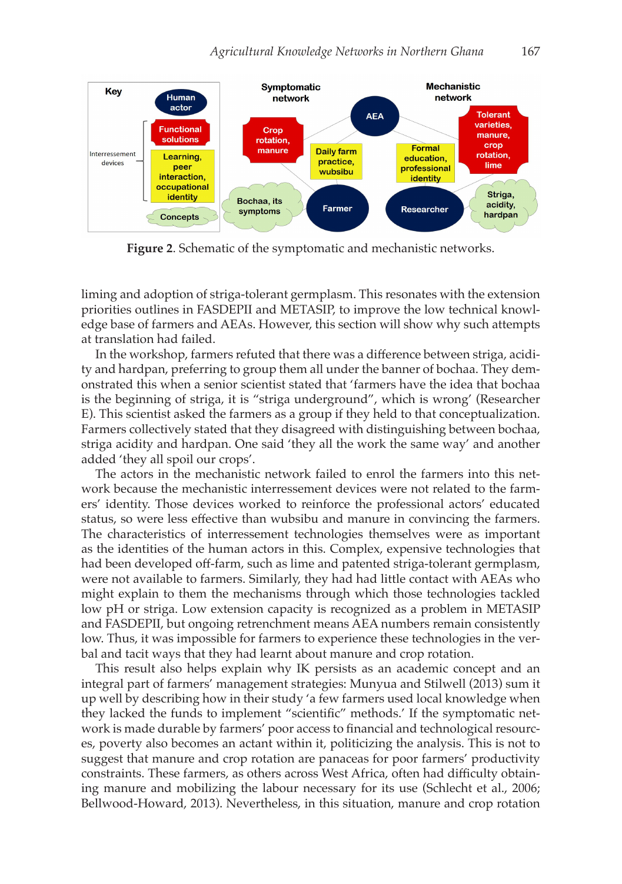**Figure 2**. Schematic of the symptomatic and mechanistic networks.

liming and adoption of striga-tolerant germplasm. This resonates with the extension priorities outlines in FASDEPII and METASIP, to improve the low technical knowledge base of farmers and AEAs. However, this section will show why such attempts at translation had failed.

In the workshop, farmers refuted that there was a difference between striga, acidity and hardpan, preferring to group them all under the banner of bochaa. They demonstrated this when a senior scientist stated that 'farmers have the idea that bochaa is the beginning of striga, it is "striga underground", which is wrong' (Researcher E). This scientist asked the farmers as a group if they held to that conceptualization. Farmers collectively stated that they disagreed with distinguishing between bochaa, striga acidity and hardpan. One said 'they all the work the same way' and another added 'they all spoil our crops'.

The actors in the mechanistic network failed to enrol the farmers into this network because the mechanistic interressement devices were not related to the farmers' identity. Those devices worked to reinforce the professional actors' educated status, so were less effective than wubsibu and manure in convincing the farmers. The characteristics of interressement technologies themselves were as important as the identities of the human actors in this. Complex, expensive technologies that had been developed off-farm, such as lime and patented striga-tolerant germplasm, were not available to farmers. Similarly, they had had little contact with AEAs who might explain to them the mechanisms through which those technologies tackled low pH or striga. Low extension capacity is recognized as a problem in METASIP and FASDEPII, but ongoing retrenchment means AEA numbers remain consistently low. Thus, it was impossible for farmers to experience these technologies in the verbal and tacit ways that they had learnt about manure and crop rotation.

This result also helps explain why IK persists as an academic concept and an integral part of farmers' management strategies: Munyua and Stilwell (2013) sum it up well by describing how in their study 'a few farmers used local knowledge when they lacked the funds to implement "scientific" methods.' If the symptomatic network is made durable by farmers' poor access to financial and technological resources, poverty also becomes an actant within it, politicizing the analysis. This is not to suggest that manure and crop rotation are panaceas for poor farmers' productivity constraints. These farmers, as others across West Africa, often had difficulty obtaining manure and mobilizing the labour necessary for its use (Schlecht et al., 2006; Bellwood-Howard, 2013). Nevertheless, in this situation, manure and crop rotation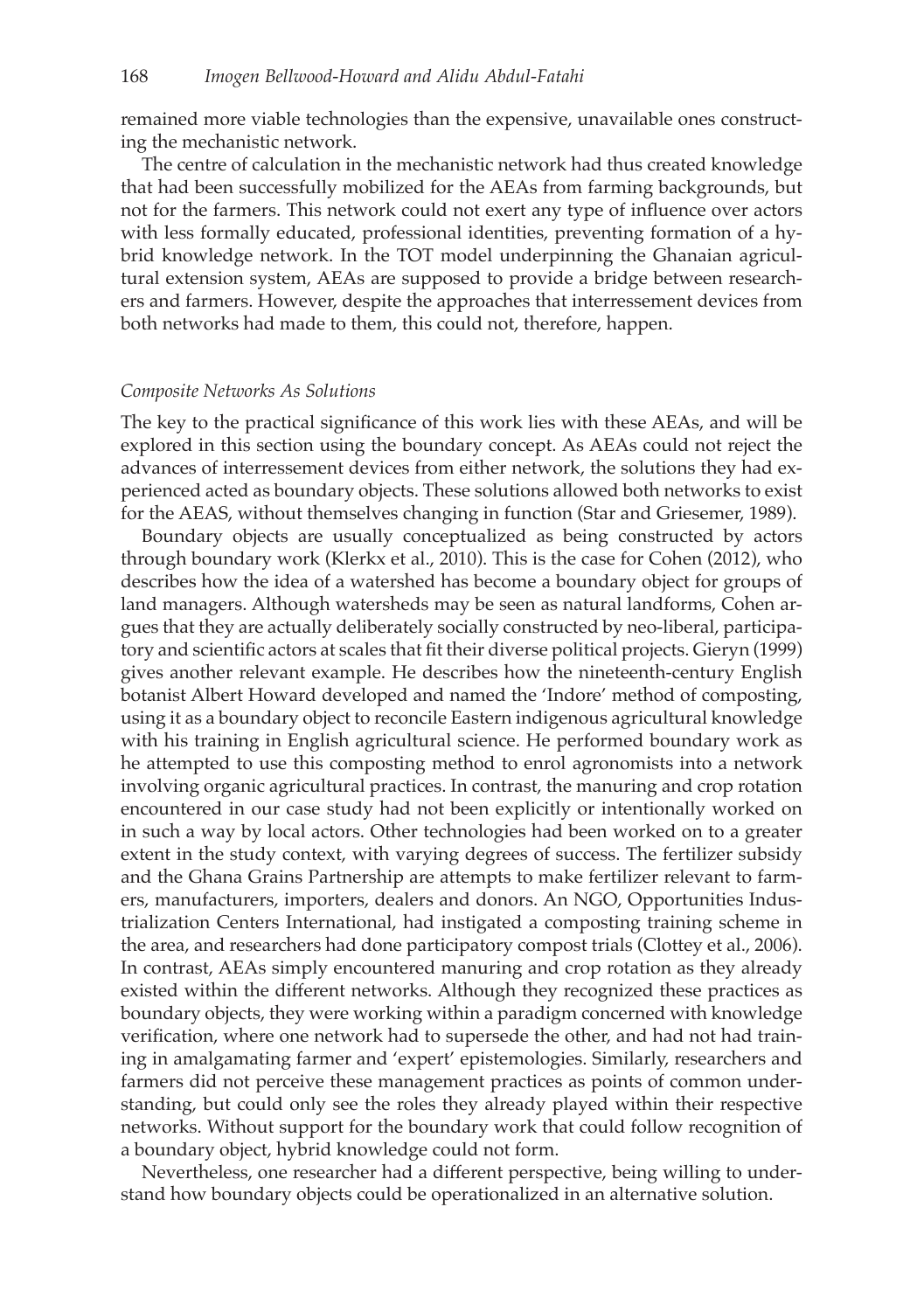remained more viable technologies than the expensive, unavailable ones constructing the mechanistic network.

The centre of calculation in the mechanistic network had thus created knowledge that had been successfully mobilized for the AEAs from farming backgrounds, but not for the farmers. This network could not exert any type of influence over actors with less formally educated, professional identities, preventing formation of a hybrid knowledge network. In the TOT model underpinning the Ghanaian agricultural extension system, AEAs are supposed to provide a bridge between researchers and farmers. However, despite the approaches that interressement devices from both networks had made to them, this could not, therefore, happen.

### *Composite Networks As Solutions*

The key to the practical significance of this work lies with these AEAs, and will be explored in this section using the boundary concept. As AEAs could not reject the advances of interressement devices from either network, the solutions they had experienced acted as boundary objects. These solutions allowed both networks to exist for the AEAS, without themselves changing in function (Star and Griesemer, 1989).

Boundary objects are usually conceptualized as being constructed by actors through boundary work (Klerkx et al., 2010). This is the case for Cohen (2012), who describes how the idea of a watershed has become a boundary object for groups of land managers. Although watersheds may be seen as natural landforms, Cohen argues that they are actually deliberately socially constructed by neo-liberal, participatory and scientific actors at scales that fit their diverse political projects. Gieryn (1999) gives another relevant example. He describes how the nineteenth-century English botanist Albert Howard developed and named the 'Indore' method of composting, using it as a boundary object to reconcile Eastern indigenous agricultural knowledge with his training in English agricultural science. He performed boundary work as he attempted to use this composting method to enrol agronomists into a network involving organic agricultural practices. In contrast, the manuring and crop rotation encountered in our case study had not been explicitly or intentionally worked on in such a way by local actors. Other technologies had been worked on to a greater extent in the study context, with varying degrees of success. The fertilizer subsidy and the Ghana Grains Partnership are attempts to make fertilizer relevant to farmers, manufacturers, importers, dealers and donors. An NGO, Opportunities Industrialization Centers International, had instigated a composting training scheme in the area, and researchers had done participatory compost trials (Clottey et al., 2006). In contrast, AEAs simply encountered manuring and crop rotation as they already existed within the different networks. Although they recognized these practices as boundary objects, they were working within a paradigm concerned with knowledge verification, where one network had to supersede the other, and had not had training in amalgamating farmer and 'expert' epistemologies. Similarly, researchers and farmers did not perceive these management practices as points of common understanding, but could only see the roles they already played within their respective networks. Without support for the boundary work that could follow recognition of a boundary object, hybrid knowledge could not form.

Nevertheless, one researcher had a different perspective, being willing to understand how boundary objects could be operationalized in an alternative solution.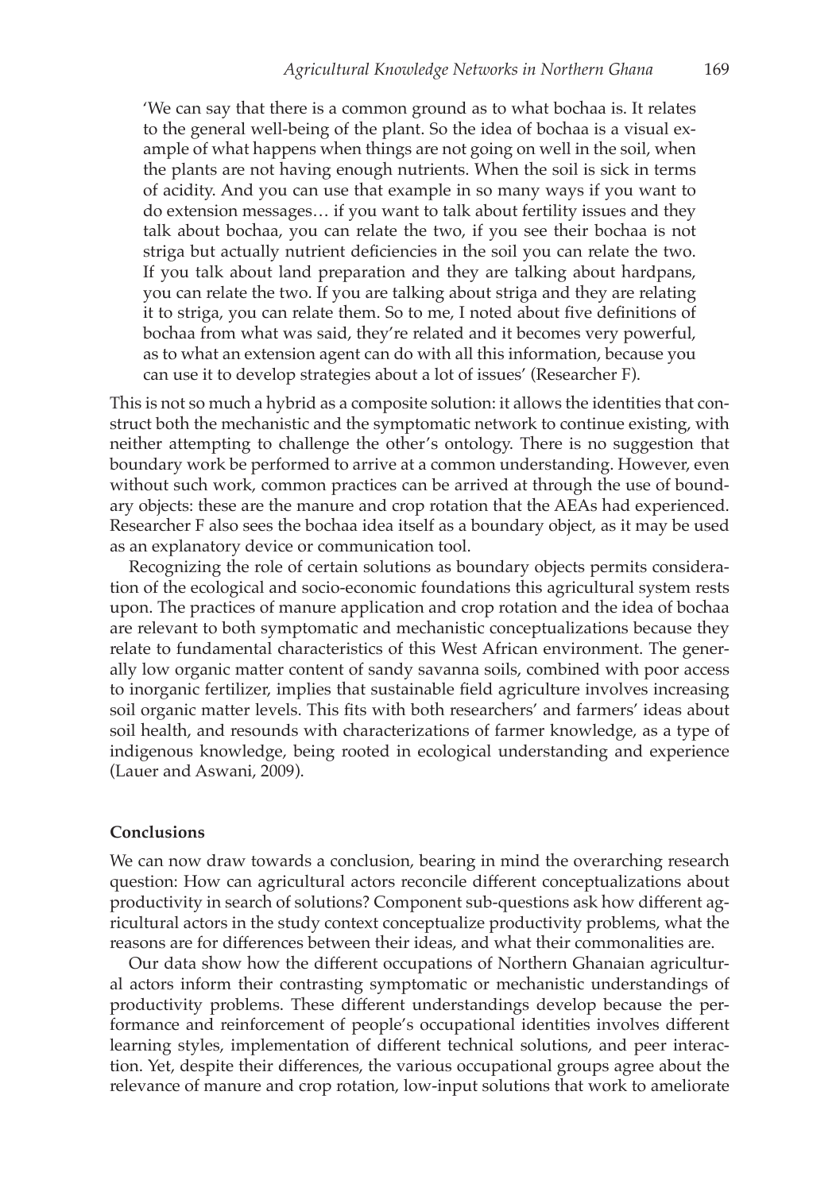'We can say that there is a common ground as to what bochaa is. It relates to the general well-being of the plant. So the idea of bochaa is a visual example of what happens when things are not going on well in the soil, when the plants are not having enough nutrients. When the soil is sick in terms of acidity. And you can use that example in so many ways if you want to do extension messages… if you want to talk about fertility issues and they talk about bochaa, you can relate the two, if you see their bochaa is not striga but actually nutrient deficiencies in the soil you can relate the two. If you talk about land preparation and they are talking about hardpans, you can relate the two. If you are talking about striga and they are relating it to striga, you can relate them. So to me, I noted about five definitions of bochaa from what was said, they're related and it becomes very powerful, as to what an extension agent can do with all this information, because you can use it to develop strategies about a lot of issues' (Researcher F).

This is not so much a hybrid as a composite solution: it allows the identities that construct both the mechanistic and the symptomatic network to continue existing, with neither attempting to challenge the other's ontology. There is no suggestion that boundary work be performed to arrive at a common understanding. However, even without such work, common practices can be arrived at through the use of boundary objects: these are the manure and crop rotation that the AEAs had experienced. Researcher F also sees the bochaa idea itself as a boundary object, as it may be used as an explanatory device or communication tool.

Recognizing the role of certain solutions as boundary objects permits consideration of the ecological and socio-economic foundations this agricultural system rests upon. The practices of manure application and crop rotation and the idea of bochaa are relevant to both symptomatic and mechanistic conceptualizations because they relate to fundamental characteristics of this West African environment. The generally low organic matter content of sandy savanna soils, combined with poor access to inorganic fertilizer, implies that sustainable field agriculture involves increasing soil organic matter levels. This fits with both researchers' and farmers' ideas about soil health, and resounds with characterizations of farmer knowledge, as a type of indigenous knowledge, being rooted in ecological understanding and experience (Lauer and Aswani, 2009).

## Conclusions

We can now draw towards a conclusion, bearing in mind the overarching research question: How can agricultural actors reconcile different conceptualizations about productivity in search of solutions? Component sub-questions ask how different agricultural actors in the study context conceptualize productivity problems, what the reasons are for differences between their ideas, and what their commonalities are.

Our data show how the different occupations of Northern Ghanaian agricultural actors inform their contrasting symptomatic or mechanistic understandings of productivity problems. These different understandings develop because the performance and reinforcement of people's occupational identities involves different learning styles, implementation of different technical solutions, and peer interaction. Yet, despite their differences, the various occupational groups agree about the relevance of manure and crop rotation, low-input solutions that work to ameliorate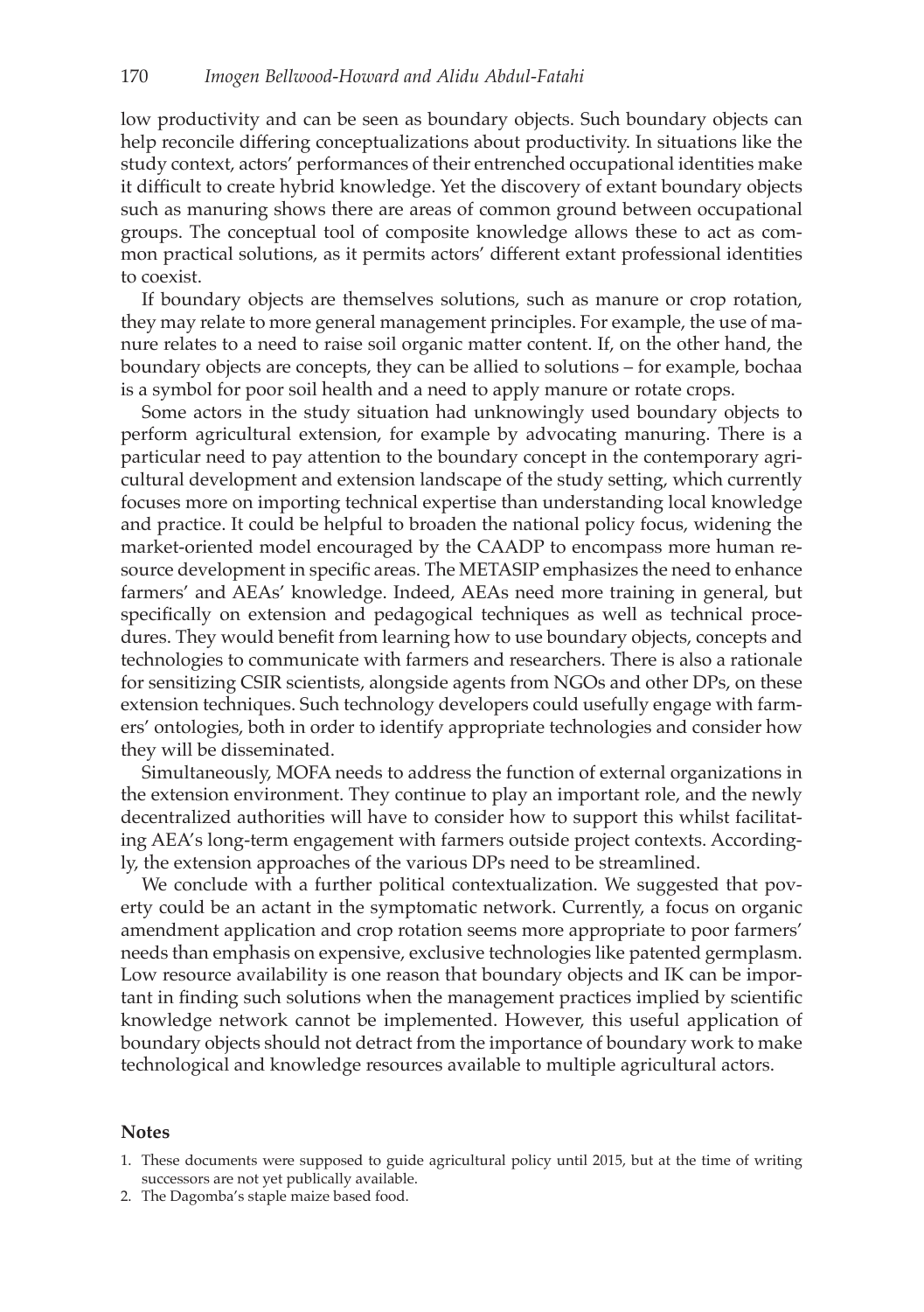low productivity and can be seen as boundary objects. Such boundary objects can help reconcile differing conceptualizations about productivity. In situations like the study context, actors' performances of their entrenched occupational identities make it difficult to create hybrid knowledge. Yet the discovery of extant boundary objects such as manuring shows there are areas of common ground between occupational groups. The conceptual tool of composite knowledge allows these to act as common practical solutions, as it permits actors' different extant professional identities to coexist.

If boundary objects are themselves solutions, such as manure or crop rotation, they may relate to more general management principles. For example, the use of manure relates to a need to raise soil organic matter content. If, on the other hand, the boundary objects are concepts, they can be allied to solutions – for example, bochaa is a symbol for poor soil health and a need to apply manure or rotate crops.

Some actors in the study situation had unknowingly used boundary objects to perform agricultural extension, for example by advocating manuring. There is a particular need to pay attention to the boundary concept in the contemporary agricultural development and extension landscape of the study setting, which currently focuses more on importing technical expertise than understanding local knowledge and practice. It could be helpful to broaden the national policy focus, widening the market-oriented model encouraged by the CAADP to encompass more human resource development in specific areas. The METASIP emphasizes the need to enhance farmers' and AEAs' knowledge. Indeed, AEAs need more training in general, but specifically on extension and pedagogical techniques as well as technical procedures. They would benefit from learning how to use boundary objects, concepts and technologies to communicate with farmers and researchers. There is also a rationale for sensitizing CSIR scientists, alongside agents from NGOs and other DPs, on these extension techniques. Such technology developers could usefully engage with farmers' ontologies, both in order to identify appropriate technologies and consider how they will be disseminated.

Simultaneously, MOFA needs to address the function of external organizations in the extension environment. They continue to play an important role, and the newly decentralized authorities will have to consider how to support this whilst facilitating AEA's long-term engagement with farmers outside project contexts. Accordingly, the extension approaches of the various DPs need to be streamlined.

We conclude with a further political contextualization. We suggested that poverty could be an actant in the symptomatic network. Currently, a focus on organic amendment application and crop rotation seems more appropriate to poor farmers' needs than emphasis on expensive, exclusive technologies like patented germplasm. Low resource availability is one reason that boundary objects and IK can be important in finding such solutions when the management practices implied by scientific knowledge network cannot be implemented. However, this useful application of boundary objects should not detract from the importance of boundary work to make technological and knowledge resources available to multiple agricultural actors.

## Notes

1. These documents were supposed to guide agricultural policy until 2015, but at the time of writing successors are not yet publically available.
2. The Dagomba's staple maize based food.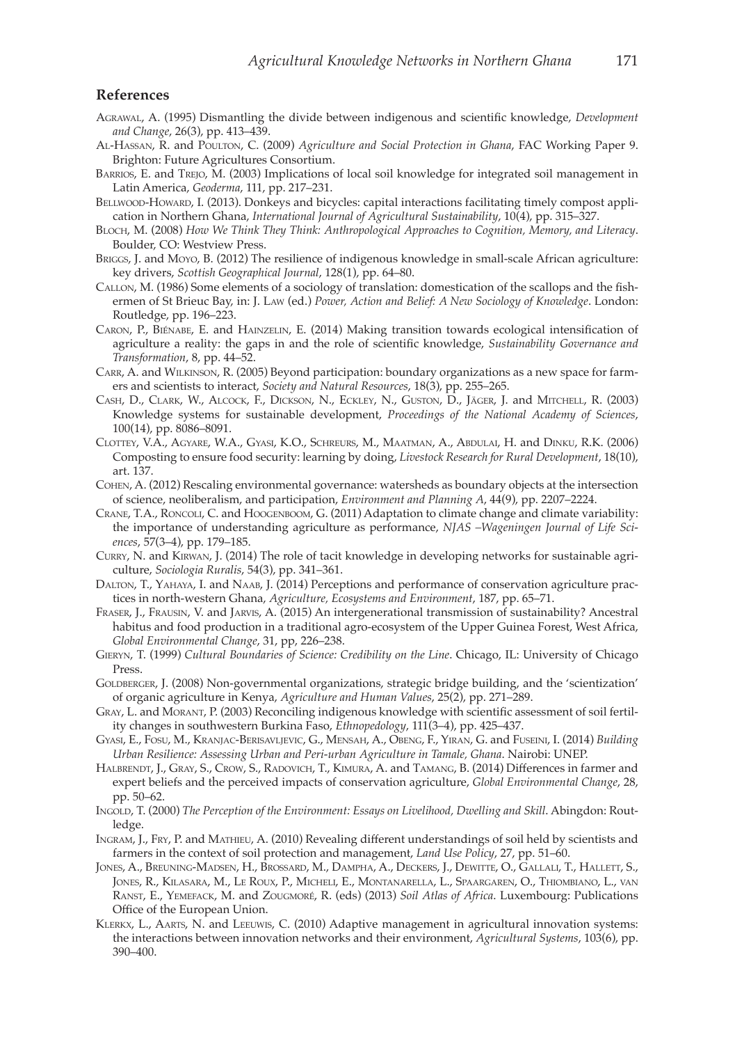## References

Agrawal, A. (1995) Dismantling the divide between indigenous and scientific knowledge, *Development and Change*, 26(3), pp. 413–439.

Al-Hassan, R. and Poulton, C. (2009) *Agriculture and Social Protection in Ghana*, FAC Working Paper 9. Brighton: Future Agricultures Consortium.

Barrios, E. and Trejo, M. (2003) Implications of local soil knowledge for integrated soil management in Latin America, *Geoderma*, 111, pp. 217–231.

Bellwood-Howard, I. (2013). Donkeys and bicycles: capital interactions facilitating timely compost application in Northern Ghana, *International Journal of Agricultural Sustainability*, 10(4), pp. 315–327.

Bloch, M. (2008) *How We Think They Think: Anthropological Approaches to Cognition, Memory, and Literacy*. Boulder, CO: Westview Press.

Briggs, J. and Moyo, B. (2012) The resilience of indigenous knowledge in small-scale African agriculture: key drivers, *Scottish Geographical Journal*, 128(1), pp. 64–80.

Callon, M. (1986) Some elements of a sociology of translation: domestication of the scallops and the fishermen of St Brieuc Bay, in: J. Law (ed.) *Power, Action and Belief: A New Sociology of Knowledge*. London: Routledge, pp. 196–223.

Caron, P., Biénabe, E. and Hainzelin, E. (2014) Making transition towards ecological intensification of agriculture a reality: the gaps in and the role of scientific knowledge, *Sustainability Governance and Transformation*, 8, pp. 44–52.

Carr, A. and Wilkinson, R. (2005) Beyond participation: boundary organizations as a new space for farmers and scientists to interact, *Society and Natural Resources*, 18(3), pp. 255–265.

Cash, D., Clark, W., Alcock, F., Dickson, N., Eckley, N., Guston, D., Jäger, J. and Mitchell, R. (2003) Knowledge systems for sustainable development, *Proceedings of the National Academy of Sciences*, 100(14), pp. 8086–8091.

Clottey, V.A., Agyare, W.A., Gyasi, K.O., Schreurs, M., Maatman, A., Abdulai, H. and Dinku, R.K. (2006) Composting to ensure food security: learning by doing, *Livestock Research for Rural Development*, 18(10), art. 137.

Cohen, A. (2012) Rescaling environmental governance: watersheds as boundary objects at the intersection of science, neoliberalism, and participation, *Environment and Planning A*, 44(9), pp. 2207–2224.

Crane, T.A., Roncoli, C. and Hoogenboom, G. (2011) Adaptation to climate change and climate variability: the importance of understanding agriculture as performance, *NJAS –Wageningen Journal of Life Sciences*, 57(3–4), pp. 179–185.

Curry, N. and Kirwan, J. (2014) The role of tacit knowledge in developing networks for sustainable agriculture, *Sociologia Ruralis*, 54(3), pp. 341–361.

Dalton, T., Yahaya, I. and Naab, J. (2014) Perceptions and performance of conservation agriculture practices in north-western Ghana, *Agriculture, Ecosystems and Environment*, 187, pp. 65–71.

Fraser, J., Frausin, V. and Jarvis, A. (2015) An intergenerational transmission of sustainability? Ancestral habitus and food production in a traditional agro-ecosystem of the Upper Guinea Forest, West Africa, *Global Environmental Change*, 31, pp, 226–238.

Gieryn, T. (1999) *Cultural Boundaries of Science: Credibility on the Line*. Chicago, IL: University of Chicago Press.

Goldberger, J. (2008) Non-governmental organizations, strategic bridge building, and the 'scientization' of organic agriculture in Kenya, *Agriculture and Human Values*, 25(2), pp. 271–289.

Gray, L. and Morant, P. (2003) Reconciling indigenous knowledge with scientific assessment of soil fertility changes in southwestern Burkina Faso, *Ethnopedology*, 111(3–4), pp. 425–437.

Gyasi, E., Fosu, M., Kranjac-Berisavljevic, G., Mensah, A., Obeng, F., Yiran, G. and Fuseini, I. (2014) *Building Urban Resilience: Assessing Urban and Peri-urban Agriculture in Tamale, Ghana*. Nairobi: UNEP.

Halbrendt, J., Gray, S., Crow, S., Radovich, T., Kimura, A. and Tamang, B. (2014) Differences in farmer and expert beliefs and the perceived impacts of conservation agriculture, *Global Environmental Change*, 28, pp. 50–62.

Ingold, T. (2000) *The Perception of the Environment: Essays on Livelihood, Dwelling and Skill*. Abingdon: Routledge.

Ingram, J., Fry, P. and Mathieu, A. (2010) Revealing different understandings of soil held by scientists and farmers in the context of soil protection and management, *Land Use Policy*, 27, pp. 51–60.

Jones, A., Breuning-Madsen, H., Brossard, M., Dampha, A., Deckers, J., Dewitte, O., Gallali, T., Hallett, S., Jones, R., Kilasara, M., Le Roux, P., Micheli, E., Montanarella, L., Spaargaren, O., Thiombiano, L., van Ranst, E., Yemefack, M. and Zougmoré, R. (eds) (2013) *Soil Atlas of Africa*. Luxembourg: Publications Office of the European Union.

Klerkx, L., Aarts, N. and Leeuwis, C. (2010) Adaptive management in agricultural innovation systems: the interactions between innovation networks and their environment, *Agricultural Systems*, 103(6), pp. 390–400.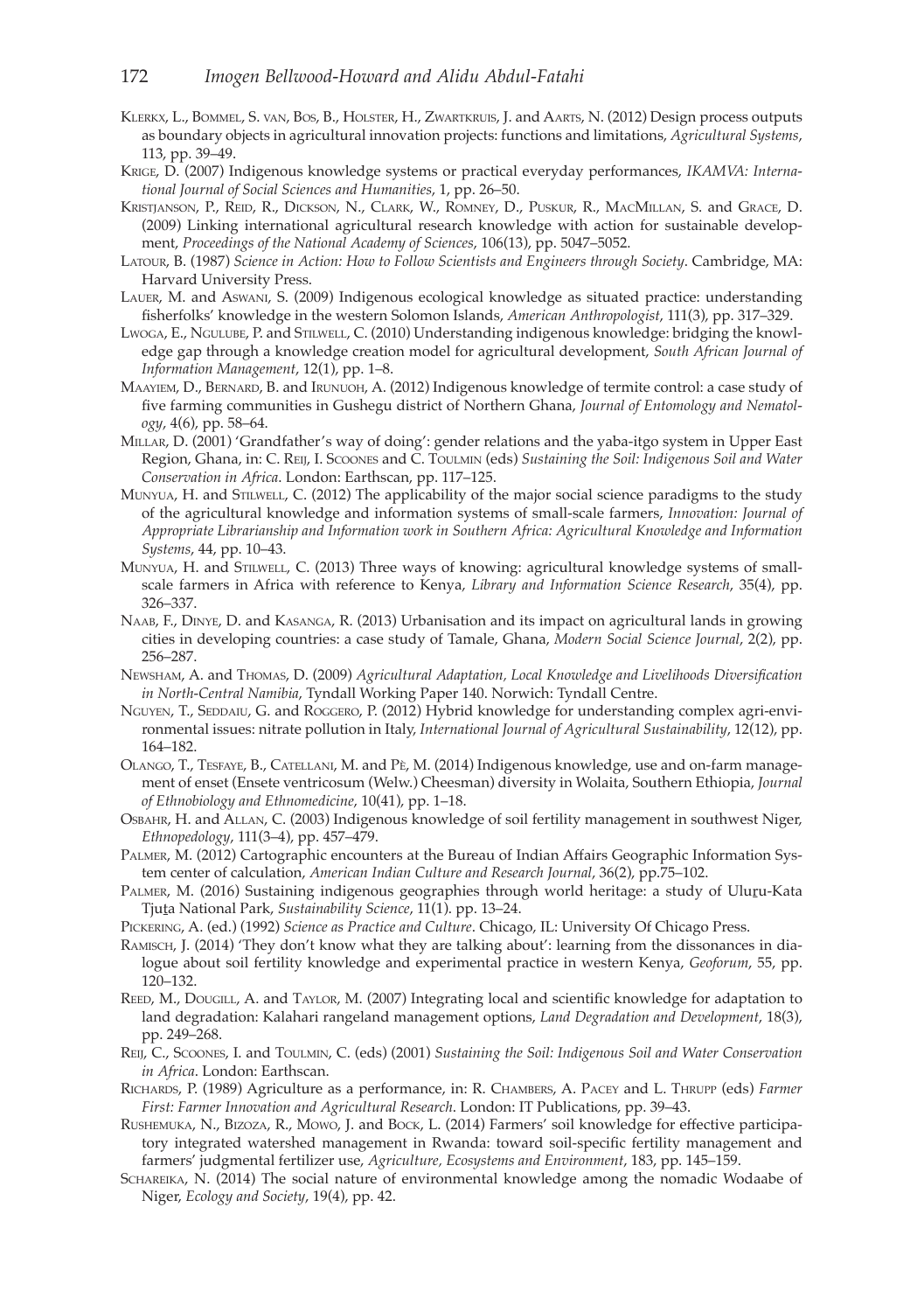Klerkx, L., Bommel, S. van, Bos, B., Holster, H., Zwartkruis, J. and Aarts, N. (2012) Design process outputs as boundary objects in agricultural innovation projects: functions and limitations, *Agricultural Systems*, 113, pp. 39–49.

Krige, D. (2007) Indigenous knowledge systems or practical everyday performances, *IKAMVA: International Journal of Social Sciences and Humanities*, 1, pp. 26–50.

Kristjanson, P., Reid, R., Dickson, N., Clark, W., Romney, D., Puskur, R., MacMillan, S. and Grace, D. (2009) Linking international agricultural research knowledge with action for sustainable development, *Proceedings of the National Academy of Sciences*, 106(13), pp. 5047–5052.

Latour, B. (1987) *Science in Action: How to Follow Scientists and Engineers through Society*. Cambridge, MA: Harvard University Press.

Lauer, M. and Aswani, S. (2009) Indigenous ecological knowledge as situated practice: understanding fisherfolks' knowledge in the western Solomon Islands, *American Anthropologist*, 111(3), pp. 317–329.

Lwoga, E., Ngulube, P. and Stilwell, C. (2010) Understanding indigenous knowledge: bridging the knowledge gap through a knowledge creation model for agricultural development, *South African Journal of Information Management*, 12(1), pp. 1–8.

Maayiem, D., Bernard, B. and Irunuoh, A. (2012) Indigenous knowledge of termite control: a case study of five farming communities in Gushegu district of Northern Ghana, *Journal of Entomology and Nematology*, 4(6), pp. 58–64.

Millar, D. (2001) 'Grandfather's way of doing': gender relations and the yaba-itgo system in Upper East Region, Ghana, in: C. Reij, I. Scoones and C. Toulmin (eds) *Sustaining the Soil: Indigenous Soil and Water Conservation in Africa*. London: Earthscan, pp. 117–125.

Munyua, H. and Stilwell, C. (2012) The applicability of the major social science paradigms to the study of the agricultural knowledge and information systems of small-scale farmers, *Innovation: Journal of Appropriate Librarianship and Information work in Southern Africa: Agricultural Knowledge and Information Systems*, 44, pp. 10–43.

Munyua, H. and Stilwell, C. (2013) Three ways of knowing: agricultural knowledge systems of small-scale farmers in Africa with reference to Kenya, *Library and Information Science Research*, 35(4), pp. 326–337.

Naab, F., Dinye, D. and Kasanga, R. (2013) Urbanisation and its impact on agricultural lands in growing cities in developing countries: a case study of Tamale, Ghana, *Modern Social Science Journal*, 2(2), pp. 256–287.

Newsham, A. and Thomas, D. (2009) *Agricultural Adaptation, Local Knowledge and Livelihoods Diversification in North-Central Namibia*, Tyndall Working Paper 140. Norwich: Tyndall Centre.

Nguyen, T., Seddaiu, G. and Roggero, P. (2012) Hybrid knowledge for understanding complex agri-environmental issues: nitrate pollution in Italy, *International Journal of Agricultural Sustainability*, 12(12), pp. 164–182.

Olango, T., Tesfaye, B., Catellani, M. and Pè, M. (2014) Indigenous knowledge, use and on-farm management of enset (Ensete ventricosum (Welw.) Cheesman) diversity in Wolaita, Southern Ethiopia, *Journal of Ethnobiology and Ethnomedicine*, 10(41), pp. 1–18.

Osbahr, H. and Allan, C. (2003) Indigenous knowledge of soil fertility management in southwest Niger, *Ethnopedology*, 111(3–4), pp. 457–479.

Palmer, M. (2012) Cartographic encounters at the Bureau of Indian Affairs Geographic Information System center of calculation, *American Indian Culture and Research Journal*, 36(2), pp.75–102.

Palmer, M. (2016) Sustaining indigenous geographies through world heritage: a study of Uluṟu-Kata Tjuṯa National Park, *Sustainability Science*, 11(1). pp. 13–24.

Pickering, A. (ed.) (1992) *Science as Practice and Culture*. Chicago, IL: University Of Chicago Press.

Ramisch, J. (2014) 'They don't know what they are talking about': learning from the dissonances in dialogue about soil fertility knowledge and experimental practice in western Kenya, *Geoforum*, 55, pp. 120–132.

Reed, M., Dougill, A. and Taylor, M. (2007) Integrating local and scientific knowledge for adaptation to land degradation: Kalahari rangeland management options, *Land Degradation and Development*, 18(3), pp. 249–268.

Reij, C., Scoones, I. and Toulmin, C. (eds) (2001) *Sustaining the Soil: Indigenous Soil and Water Conservation in Africa*. London: Earthscan.

Richards, P. (1989) Agriculture as a performance, in: R. Chambers, A. Pacey and L. Thrupp (eds) *Farmer First: Farmer Innovation and Agricultural Research*. London: IT Publications, pp. 39–43.

Rushemuka, N., Bizoza, R., Mowo, J. and Bock, L. (2014) Farmers' soil knowledge for effective participatory integrated watershed management in Rwanda: toward soil-specific fertility management and farmers' judgmental fertilizer use, *Agriculture, Ecosystems and Environment*, 183, pp. 145–159.

Schareika, N. (2014) The social nature of environmental knowledge among the nomadic Wodaabe of Niger, *Ecology and Society*, 19(4), pp. 42.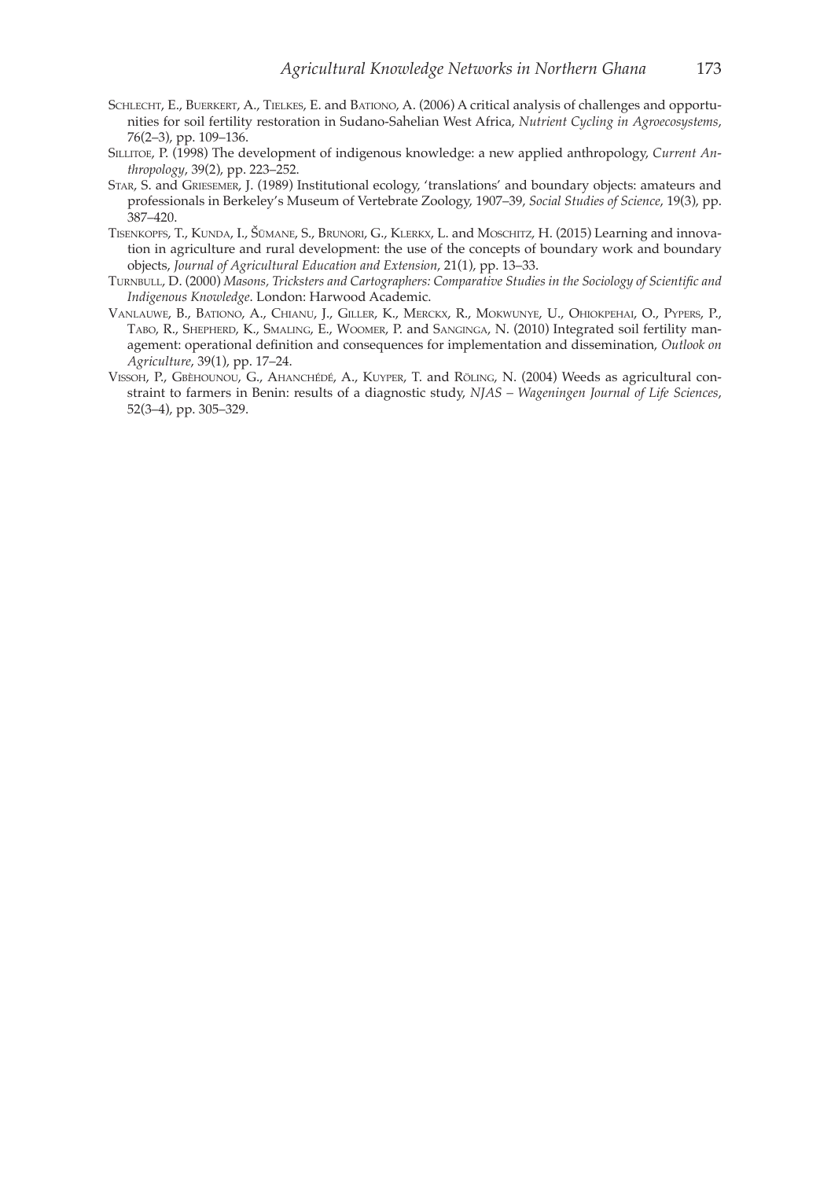Schlecht, E., Buerkert, A., Tielkes, E. and Bationo, A. (2006) A critical analysis of challenges and opportunities for soil fertility restoration in Sudano-Sahelian West Africa, *Nutrient Cycling in Agroecosystems*, 76(2–3), pp. 109–136.

Sillitoe, P. (1998) The development of indigenous knowledge: a new applied anthropology, *Current Anthropology*, 39(2), pp. 223–252.

Star, S. and Griesemer, J. (1989) Institutional ecology, 'translations' and boundary objects: amateurs and professionals in Berkeley's Museum of Vertebrate Zoology, 1907–39, *Social Studies of Science*, 19(3), pp. 387–420.

Tisenkopfs, T., Kunda, I., Šūmane, S., Brunori, G., Klerkx, L. and Moschitz, H. (2015) Learning and innovation in agriculture and rural development: the use of the concepts of boundary work and boundary objects, *Journal of Agricultural Education and Extension*, 21(1), pp. 13–33.

Turnbull, D. (2000) *Masons, Tricksters and Cartographers: Comparative Studies in the Sociology of Scientific and Indigenous Knowledge*. London: Harwood Academic.

Vanlauwe, B., Bationo, A., Chianu, J., Giller, K., Merckx, R., Mokwunye, U., Ohiokpehai, O., Pypers, P., Tabo, R., Shepherd, K., Smaling, E., Woomer, P. and Sanginga, N. (2010) Integrated soil fertility management: operational definition and consequences for implementation and dissemination, *Outlook on Agriculture*, 39(1), pp. 17–24.

Vissoh, P., Gbèhounou, G., Ahanchédé, A., Kuyper, T. and Röling, N. (2004) Weeds as agricultural constraint to farmers in Benin: results of a diagnostic study, *NJAS – Wageningen Journal of Life Sciences*, 52(3–4), pp. 305–329.